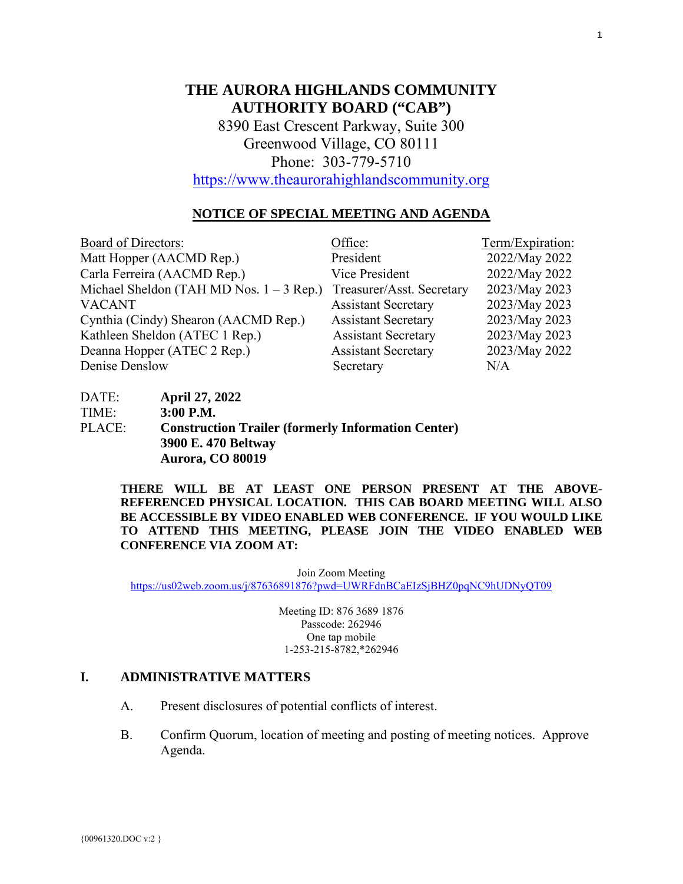# THE AURORA HIGHLANDS COMMUNITY AUTHORITY BOARD ("CAB")

8390 East Crescent Parkway, Suite 300
Greenwood Village, CO 80111
Phone: 303-779-5710
https://www.theaurorahighlandscommunity.org

## NOTICE OF SPECIAL MEETING AND AGENDA

| Board of Directors: | Office: | Term/Expiration: |
|---|---|---|
| Matt Hopper (AACMD Rep.) | President | 2022/May 2022 |
| Carla Ferreira (AACMD Rep.) | Vice President | 2022/May 2022 |
| Michael Sheldon (TAH MD Nos. 1 – 3 Rep.) | Treasurer/Asst. Secretary | 2023/May 2023 |
| VACANT | Assistant Secretary | 2023/May 2023 |
| Cynthia (Cindy) Shearon (AACMD Rep.) | Assistant Secretary | 2023/May 2023 |
| Kathleen Sheldon (ATEC 1 Rep.) | Assistant Secretary | 2023/May 2023 |
| Deanna Hopper (ATEC 2 Rep.) | Assistant Secretary | 2023/May 2022 |
| Denise Denslow | Secretary | N/A |

DATE: **April 27, 2022**
TIME: **3:00 P.M.**
PLACE: **Construction Trailer (formerly Information Center)**
**3900 E. 470 Beltway**
**Aurora, CO 80019**

**THERE WILL BE AT LEAST ONE PERSON PRESENT AT THE ABOVE-REFERENCED PHYSICAL LOCATION. THIS CAB BOARD MEETING WILL ALSO BE ACCESSIBLE BY VIDEO ENABLED WEB CONFERENCE. IF YOU WOULD LIKE TO ATTEND THIS MEETING, PLEASE JOIN THE VIDEO ENABLED WEB CONFERENCE VIA ZOOM AT:**

Join Zoom Meeting
https://us02web.zoom.us/j/87636891876?pwd=UWRFdnBCaEIzSjBHZ0pqNC9hUDNyQT09

Meeting ID: 876 3689 1876
Passcode: 262946
One tap mobile
1-253-215-8782,*262946

## I. ADMINISTRATIVE MATTERS

A. Present disclosures of potential conflicts of interest.

B. Confirm Quorum, location of meeting and posting of meeting notices. Approve Agenda.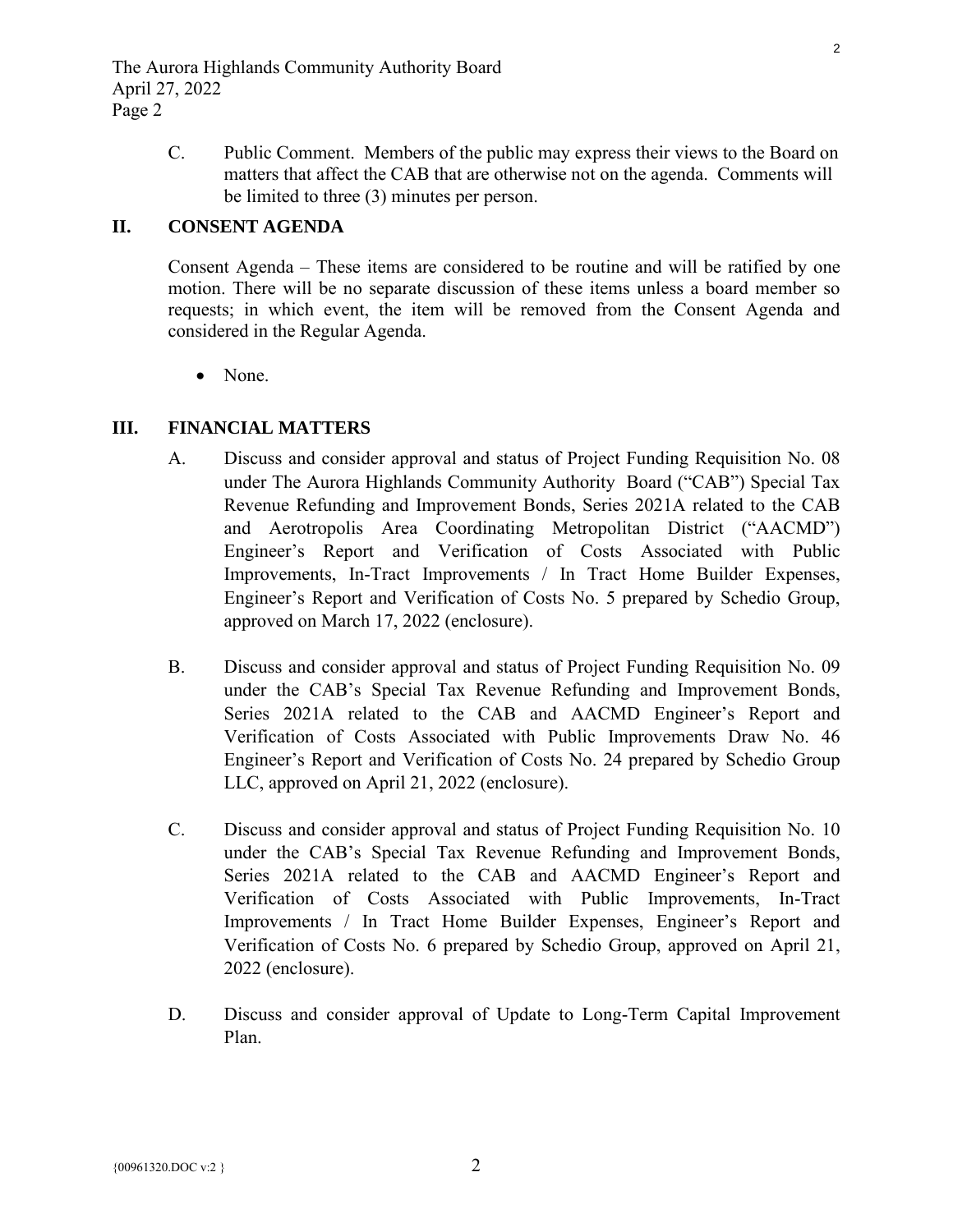C. Public Comment. Members of the public may express their views to the Board on matters that affect the CAB that are otherwise not on the agenda. Comments will be limited to three (3) minutes per person.

## II. CONSENT AGENDA

Consent Agenda – These items are considered to be routine and will be ratified by one motion. There will be no separate discussion of these items unless a board member so requests; in which event, the item will be removed from the Consent Agenda and considered in the Regular Agenda.

- None.

## III. FINANCIAL MATTERS

A. Discuss and consider approval and status of Project Funding Requisition No. 08 under The Aurora Highlands Community Authority Board ("CAB") Special Tax Revenue Refunding and Improvement Bonds, Series 2021A related to the CAB and Aerotropolis Area Coordinating Metropolitan District ("AACMD") Engineer's Report and Verification of Costs Associated with Public Improvements, In-Tract Improvements / In Tract Home Builder Expenses, Engineer's Report and Verification of Costs No. 5 prepared by Schedio Group, approved on March 17, 2022 (enclosure).

B. Discuss and consider approval and status of Project Funding Requisition No. 09 under the CAB's Special Tax Revenue Refunding and Improvement Bonds, Series 2021A related to the CAB and AACMD Engineer's Report and Verification of Costs Associated with Public Improvements Draw No. 46 Engineer's Report and Verification of Costs No. 24 prepared by Schedio Group LLC, approved on April 21, 2022 (enclosure).

C. Discuss and consider approval and status of Project Funding Requisition No. 10 under the CAB's Special Tax Revenue Refunding and Improvement Bonds, Series 2021A related to the CAB and AACMD Engineer's Report and Verification of Costs Associated with Public Improvements, In-Tract Improvements / In Tract Home Builder Expenses, Engineer's Report and Verification of Costs No. 6 prepared by Schedio Group, approved on April 21, 2022 (enclosure).

D. Discuss and consider approval of Update to Long-Term Capital Improvement Plan.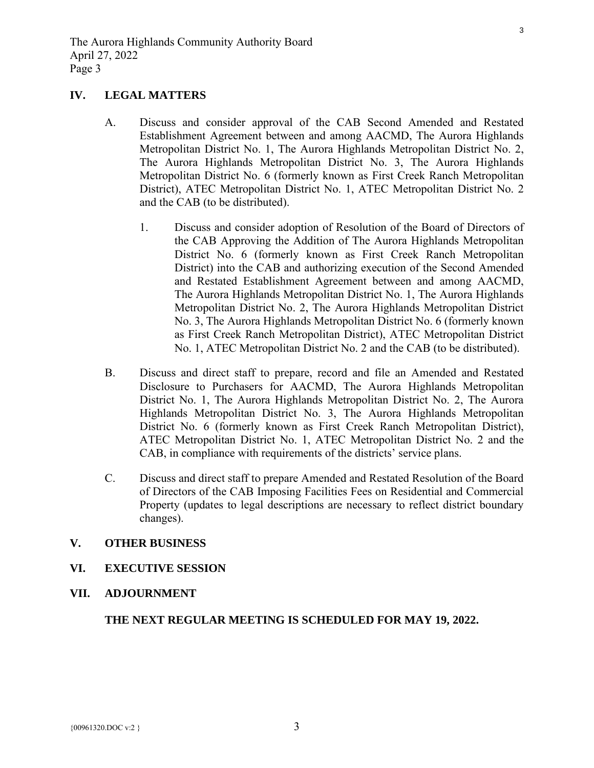## IV. LEGAL MATTERS

A. Discuss and consider approval of the CAB Second Amended and Restated Establishment Agreement between and among AACMD, The Aurora Highlands Metropolitan District No. 1, The Aurora Highlands Metropolitan District No. 2, The Aurora Highlands Metropolitan District No. 3, The Aurora Highlands Metropolitan District No. 6 (formerly known as First Creek Ranch Metropolitan District), ATEC Metropolitan District No. 1, ATEC Metropolitan District No. 2 and the CAB (to be distributed).

   1. Discuss and consider adoption of Resolution of the Board of Directors of the CAB Approving the Addition of The Aurora Highlands Metropolitan District No. 6 (formerly known as First Creek Ranch Metropolitan District) into the CAB and authorizing execution of the Second Amended and Restated Establishment Agreement between and among AACMD, The Aurora Highlands Metropolitan District No. 1, The Aurora Highlands Metropolitan District No. 2, The Aurora Highlands Metropolitan District No. 3, The Aurora Highlands Metropolitan District No. 6 (formerly known as First Creek Ranch Metropolitan District), ATEC Metropolitan District No. 1, ATEC Metropolitan District No. 2 and the CAB (to be distributed).

B. Discuss and direct staff to prepare, record and file an Amended and Restated Disclosure to Purchasers for AACMD, The Aurora Highlands Metropolitan District No. 1, The Aurora Highlands Metropolitan District No. 2, The Aurora Highlands Metropolitan District No. 3, The Aurora Highlands Metropolitan District No. 6 (formerly known as First Creek Ranch Metropolitan District), ATEC Metropolitan District No. 1, ATEC Metropolitan District No. 2 and the CAB, in compliance with requirements of the districts' service plans.

C. Discuss and direct staff to prepare Amended and Restated Resolution of the Board of Directors of the CAB Imposing Facilities Fees on Residential and Commercial Property (updates to legal descriptions are necessary to reflect district boundary changes).

## V. OTHER BUSINESS

## VI. EXECUTIVE SESSION

## VII. ADJOURNMENT

**THE NEXT REGULAR MEETING IS SCHEDULED FOR MAY 19, 2022.**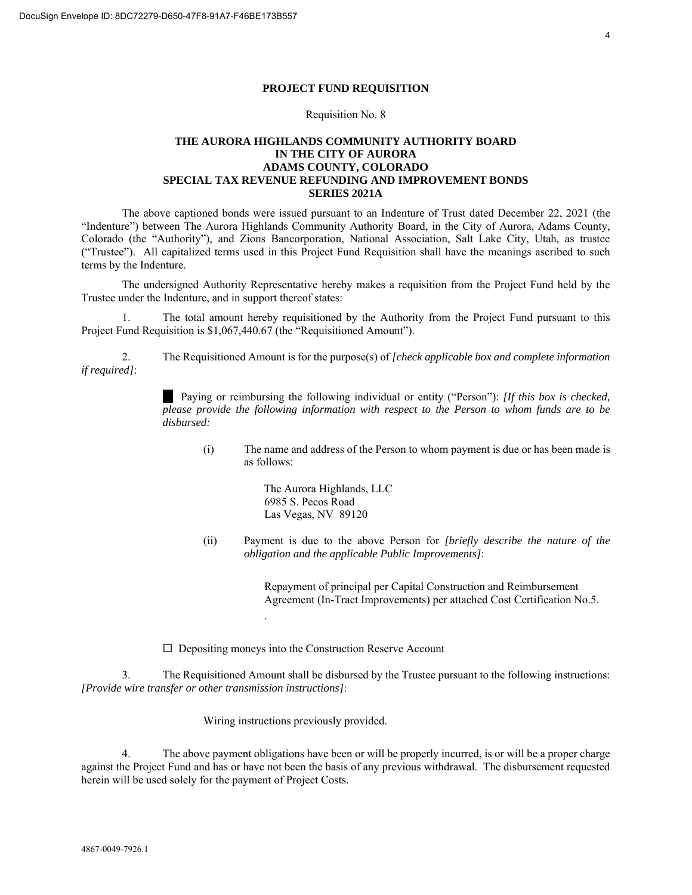**PROJECT FUND REQUISITION**

Requisition No. 8

**THE AURORA HIGHLANDS COMMUNITY AUTHORITY BOARD**
**IN THE CITY OF AURORA**
**ADAMS COUNTY, COLORADO**
**SPECIAL TAX REVENUE REFUNDING AND IMPROVEMENT BONDS**
**SERIES 2021A**

The above captioned bonds were issued pursuant to an Indenture of Trust dated December 22, 2021 (the "Indenture") between The Aurora Highlands Community Authority Board, in the City of Aurora, Adams County, Colorado (the "Authority"), and Zions Bancorporation, National Association, Salt Lake City, Utah, as trustee ("Trustee"). All capitalized terms used in this Project Fund Requisition shall have the meanings ascribed to such terms by the Indenture.

The undersigned Authority Representative hereby makes a requisition from the Project Fund held by the Trustee under the Indenture, and in support thereof states:

1. The total amount hereby requisitioned by the Authority from the Project Fund pursuant to this Project Fund Requisition is $1,067,440.67 (the "Requisitioned Amount").

2. The Requisitioned Amount is for the purpose(s) of *[check applicable box and complete information if required]*:

■ Paying or reimbursing the following individual or entity ("Person"): *[If this box is checked, please provide the following information with respect to the Person to whom funds are to be disbursed:*

(i) The name and address of the Person to whom payment is due or has been made is as follows:

The Aurora Highlands, LLC
6985 S. Pecos Road
Las Vegas, NV 89120

(ii) Payment is due to the above Person for *[briefly describe the nature of the obligation and the applicable Public Improvements]*:

Repayment of principal per Capital Construction and Reimbursement Agreement (In-Tract Improvements) per attached Cost Certification No.5.

.

☐ Depositing moneys into the Construction Reserve Account

3. The Requisitioned Amount shall be disbursed by the Trustee pursuant to the following instructions: *[Provide wire transfer or other transmission instructions]*:

Wiring instructions previously provided.

4. The above payment obligations have been or will be properly incurred, is or will be a proper charge against the Project Fund and has or have not been the basis of any previous withdrawal. The disbursement requested herein will be used solely for the payment of Project Costs.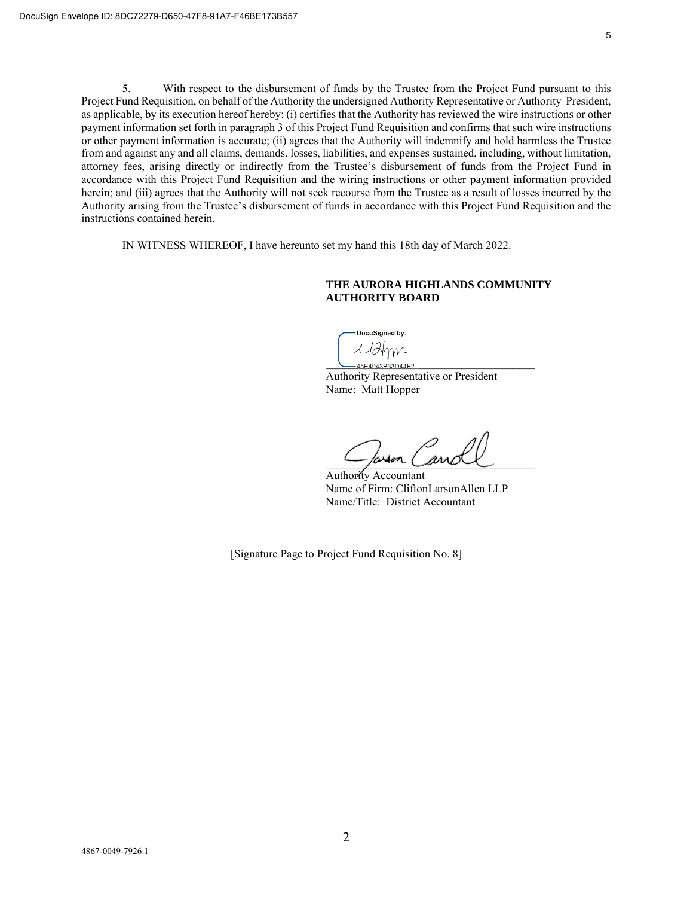5. With respect to the disbursement of funds by the Trustee from the Project Fund pursuant to this Project Fund Requisition, on behalf of the Authority the undersigned Authority Representative or Authority President, as applicable, by its execution hereof hereby: (i) certifies that the Authority has reviewed the wire instructions or other payment information set forth in paragraph 3 of this Project Fund Requisition and confirms that such wire instructions or other payment information is accurate; (ii) agrees that the Authority will indemnify and hold harmless the Trustee from and against any and all claims, demands, losses, liabilities, and expenses sustained, including, without limitation, attorney fees, arising directly or indirectly from the Trustee's disbursement of funds from the Project Fund in accordance with this Project Fund Requisition and the wiring instructions or other payment information provided herein; and (iii) agrees that the Authority will not seek recourse from the Trustee as a result of losses incurred by the Authority arising from the Trustee's disbursement of funds in accordance with this Project Fund Requisition and the instructions contained herein.

IN WITNESS WHEREOF, I have hereunto set my hand this 18th day of March 2022.

**THE AURORA HIGHLANDS COMMUNITY AUTHORITY BOARD**

DocuSigned by:
45F4943B33D44F2

Authority Representative or President
Name: Matt Hopper

Authority Accountant
Name of Firm: CliftonLarsonAllen LLP
Name/Title: District Accountant

[Signature Page to Project Fund Requisition No. 8]

4867-0049-7926.1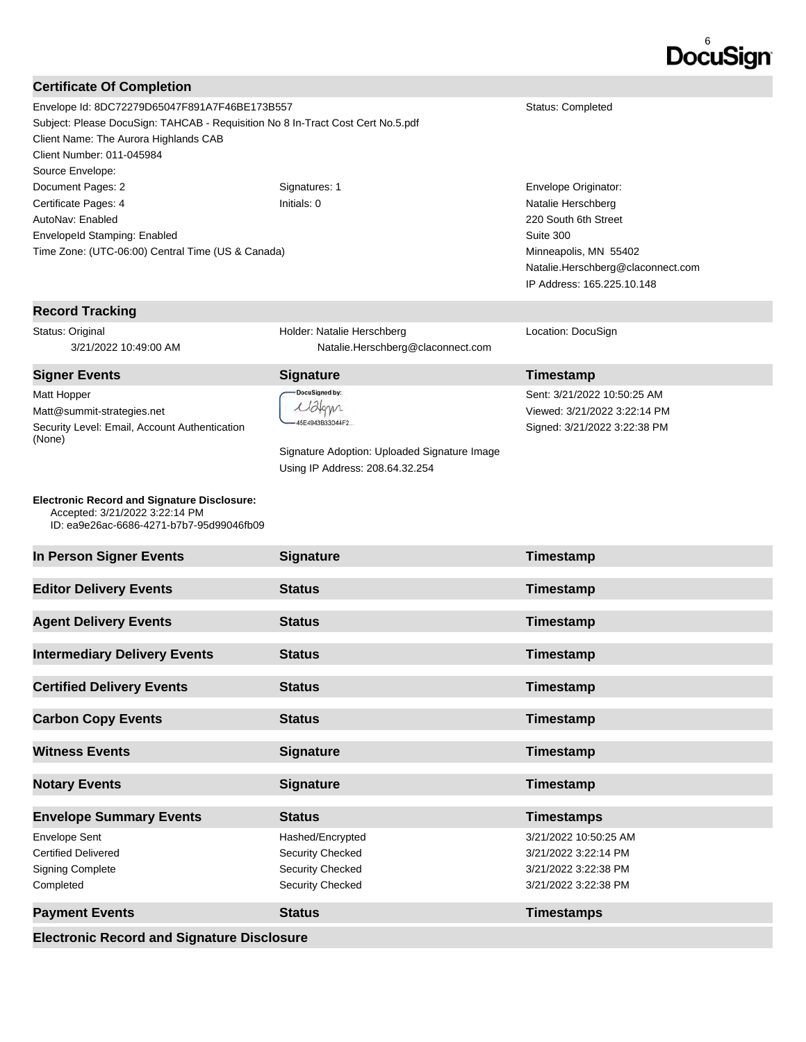## Certificate Of Completion

Envelope Id: 8DC72279D65047F891A7F46BE173B557 — Status: Completed

Subject: Please DocuSign: TAHCAB - Requisition No 8 In-Tract Cost Cert No.5.pdf

Client Name: The Aurora Highlands CAB

Client Number: 011-045984

Source Envelope:

| | | |
|---|---|---|
| Document Pages: 2 | Signatures: 1 | Envelope Originator: |
| Certificate Pages: 4 | Initials: 0 | Natalie Herschberg |
| AutoNav: Enabled | | 220 South 6th Street |
| EnvelopeId Stamping: Enabled | | Suite 300 |
| Time Zone: (UTC-06:00) Central Time (US & Canada) | | Minneapolis, MN 55402 |
| | | Natalie.Herschberg@claconnect.com |
| | | IP Address: 165.225.10.148 |

## Record Tracking

| | | |
|---|---|---|
| Status: Original<br>3/21/2022 10:49:00 AM | Holder: Natalie Herschberg<br>Natalie.Herschberg@claconnect.com | Location: DocuSign |

| Signer Events | Signature | Timestamp |
|---|---|---|
| Matt Hopper<br>Matt@summit-strategies.net<br>Security Level: Email, Account Authentication (None) | DocuSigned by:<br>45E4943B33D44F2...<br><br>Signature Adoption: Uploaded Signature Image<br>Using IP Address: 208.64.32.254 | Sent: 3/21/2022 10:50:25 AM<br>Viewed: 3/21/2022 3:22:14 PM<br>Signed: 3/21/2022 3:22:38 PM |

**Electronic Record and Signature Disclosure:**
Accepted: 3/21/2022 3:22:14 PM
ID: ea9e26ac-6686-4271-b7b7-95d99046fb09

| In Person Signer Events | Signature | Timestamp |
|---|---|---|

| Editor Delivery Events | Status | Timestamp |
|---|---|---|

| Agent Delivery Events | Status | Timestamp |
|---|---|---|

| Intermediary Delivery Events | Status | Timestamp |
|---|---|---|

| Certified Delivery Events | Status | Timestamp |
|---|---|---|

| Carbon Copy Events | Status | Timestamp |
|---|---|---|

| Witness Events | Signature | Timestamp |
|---|---|---|

| Notary Events | Signature | Timestamp |
|---|---|---|

| Envelope Summary Events | Status | Timestamps |
|---|---|---|
| Envelope Sent | Hashed/Encrypted | 3/21/2022 10:50:25 AM |
| Certified Delivered | Security Checked | 3/21/2022 3:22:14 PM |
| Signing Complete | Security Checked | 3/21/2022 3:22:38 PM |
| Completed | Security Checked | 3/21/2022 3:22:38 PM |

| Payment Events | Status | Timestamps |
|---|---|---|

## Electronic Record and Signature Disclosure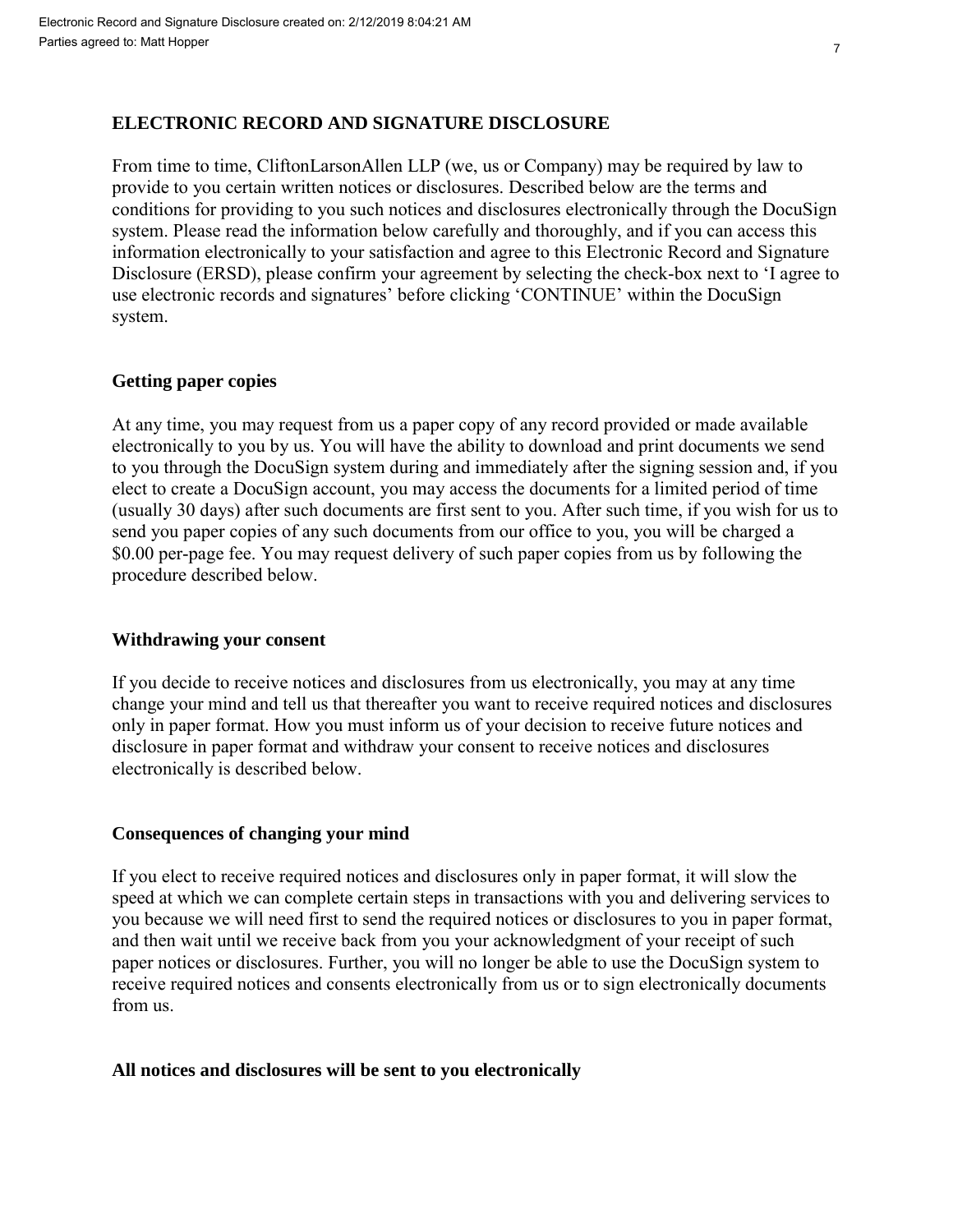## ELECTRONIC RECORD AND SIGNATURE DISCLOSURE

From time to time, CliftonLarsonAllen LLP (we, us or Company) may be required by law to provide to you certain written notices or disclosures. Described below are the terms and conditions for providing to you such notices and disclosures electronically through the DocuSign system. Please read the information below carefully and thoroughly, and if you can access this information electronically to your satisfaction and agree to this Electronic Record and Signature Disclosure (ERSD), please confirm your agreement by selecting the check-box next to 'I agree to use electronic records and signatures' before clicking 'CONTINUE' within the DocuSign system.

### Getting paper copies

At any time, you may request from us a paper copy of any record provided or made available electronically to you by us. You will have the ability to download and print documents we send to you through the DocuSign system during and immediately after the signing session and, if you elect to create a DocuSign account, you may access the documents for a limited period of time (usually 30 days) after such documents are first sent to you. After such time, if you wish for us to send you paper copies of any such documents from our office to you, you will be charged a $0.00 per-page fee. You may request delivery of such paper copies from us by following the procedure described below.

### Withdrawing your consent

If you decide to receive notices and disclosures from us electronically, you may at any time change your mind and tell us that thereafter you want to receive required notices and disclosures only in paper format. How you must inform us of your decision to receive future notices and disclosure in paper format and withdraw your consent to receive notices and disclosures electronically is described below.

### Consequences of changing your mind

If you elect to receive required notices and disclosures only in paper format, it will slow the speed at which we can complete certain steps in transactions with you and delivering services to you because we will need first to send the required notices or disclosures to you in paper format, and then wait until we receive back from you your acknowledgment of your receipt of such paper notices or disclosures. Further, you will no longer be able to use the DocuSign system to receive required notices and consents electronically from us or to sign electronically documents from us.

### All notices and disclosures will be sent to you electronically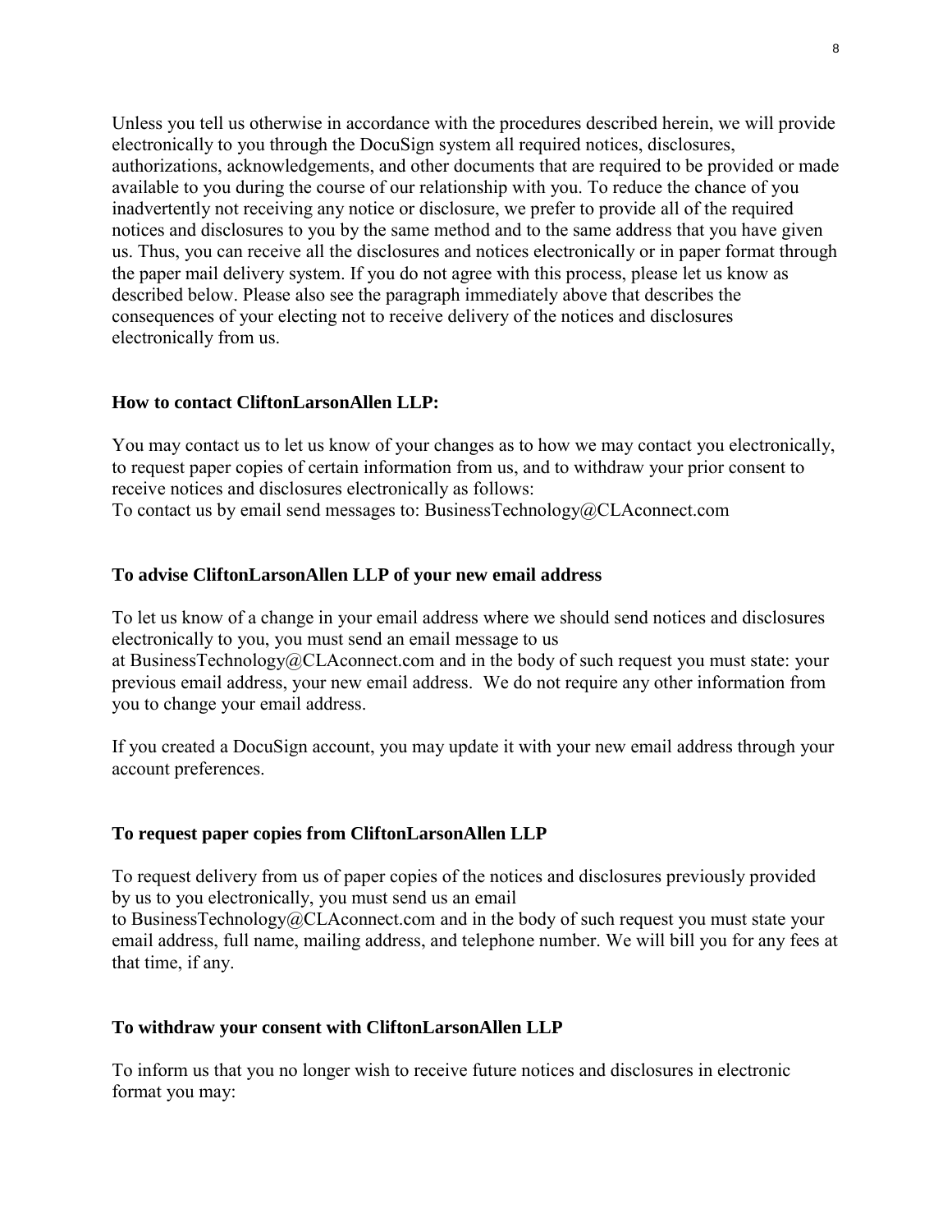Unless you tell us otherwise in accordance with the procedures described herein, we will provide electronically to you through the DocuSign system all required notices, disclosures, authorizations, acknowledgements, and other documents that are required to be provided or made available to you during the course of our relationship with you. To reduce the chance of you inadvertently not receiving any notice or disclosure, we prefer to provide all of the required notices and disclosures to you by the same method and to the same address that you have given us. Thus, you can receive all the disclosures and notices electronically or in paper format through the paper mail delivery system. If you do not agree with this process, please let us know as described below. Please also see the paragraph immediately above that describes the consequences of your electing not to receive delivery of the notices and disclosures electronically from us.

### How to contact CliftonLarsonAllen LLP:

You may contact us to let us know of your changes as to how we may contact you electronically, to request paper copies of certain information from us, and to withdraw your prior consent to receive notices and disclosures electronically as follows:
To contact us by email send messages to: BusinessTechnology@CLAconnect.com

### To advise CliftonLarsonAllen LLP of your new email address

To let us know of a change in your email address where we should send notices and disclosures electronically to you, you must send an email message to us at BusinessTechnology@CLAconnect.com and in the body of such request you must state: your previous email address, your new email address. We do not require any other information from you to change your email address.

If you created a DocuSign account, you may update it with your new email address through your account preferences.

### To request paper copies from CliftonLarsonAllen LLP

To request delivery from us of paper copies of the notices and disclosures previously provided by us to you electronically, you must send us an email to BusinessTechnology@CLAconnect.com and in the body of such request you must state your email address, full name, mailing address, and telephone number. We will bill you for any fees at that time, if any.

### To withdraw your consent with CliftonLarsonAllen LLP

To inform us that you no longer wish to receive future notices and disclosures in electronic format you may: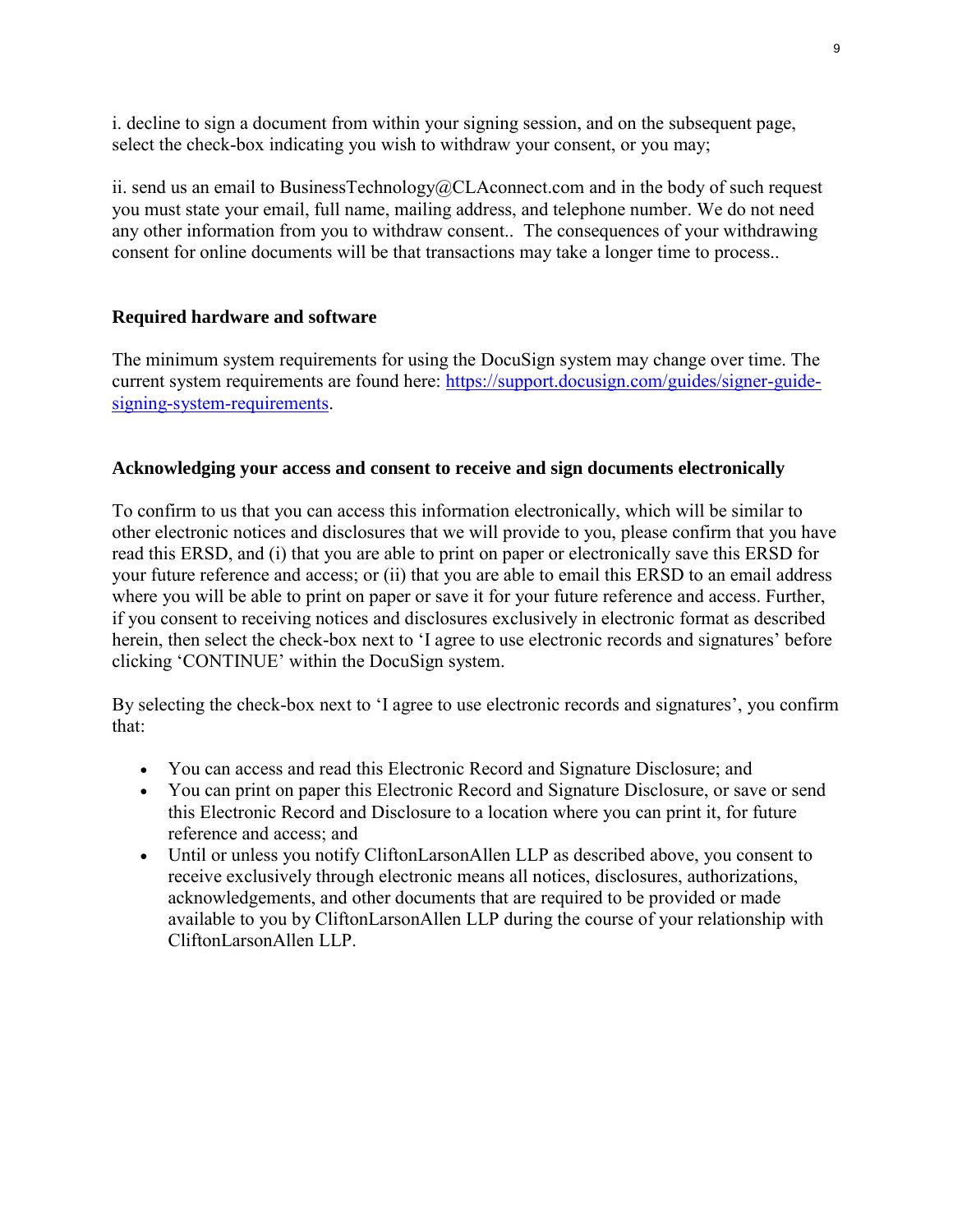i. decline to sign a document from within your signing session, and on the subsequent page, select the check-box indicating you wish to withdraw your consent, or you may;

ii. send us an email to BusinessTechnology@CLAconnect.com and in the body of such request you must state your email, full name, mailing address, and telephone number. We do not need any other information from you to withdraw consent.. The consequences of your withdrawing consent for online documents will be that transactions may take a longer time to process..

**Required hardware and software**

The minimum system requirements for using the DocuSign system may change over time. The current system requirements are found here: [https://support.docusign.com/guides/signer-guide-signing-system-requirements](https://support.docusign.com/guides/signer-guide-signing-system-requirements).

**Acknowledging your access and consent to receive and sign documents electronically**

To confirm to us that you can access this information electronically, which will be similar to other electronic notices and disclosures that we will provide to you, please confirm that you have read this ERSD, and (i) that you are able to print on paper or electronically save this ERSD for your future reference and access; or (ii) that you are able to email this ERSD to an email address where you will be able to print on paper or save it for your future reference and access. Further, if you consent to receiving notices and disclosures exclusively in electronic format as described herein, then select the check-box next to 'I agree to use electronic records and signatures' before clicking 'CONTINUE' within the DocuSign system.

By selecting the check-box next to 'I agree to use electronic records and signatures', you confirm that:

- You can access and read this Electronic Record and Signature Disclosure; and
- You can print on paper this Electronic Record and Signature Disclosure, or save or send this Electronic Record and Disclosure to a location where you can print it, for future reference and access; and
- Until or unless you notify CliftonLarsonAllen LLP as described above, you consent to receive exclusively through electronic means all notices, disclosures, authorizations, acknowledgements, and other documents that are required to be provided or made available to you by CliftonLarsonAllen LLP during the course of your relationship with CliftonLarsonAllen LLP.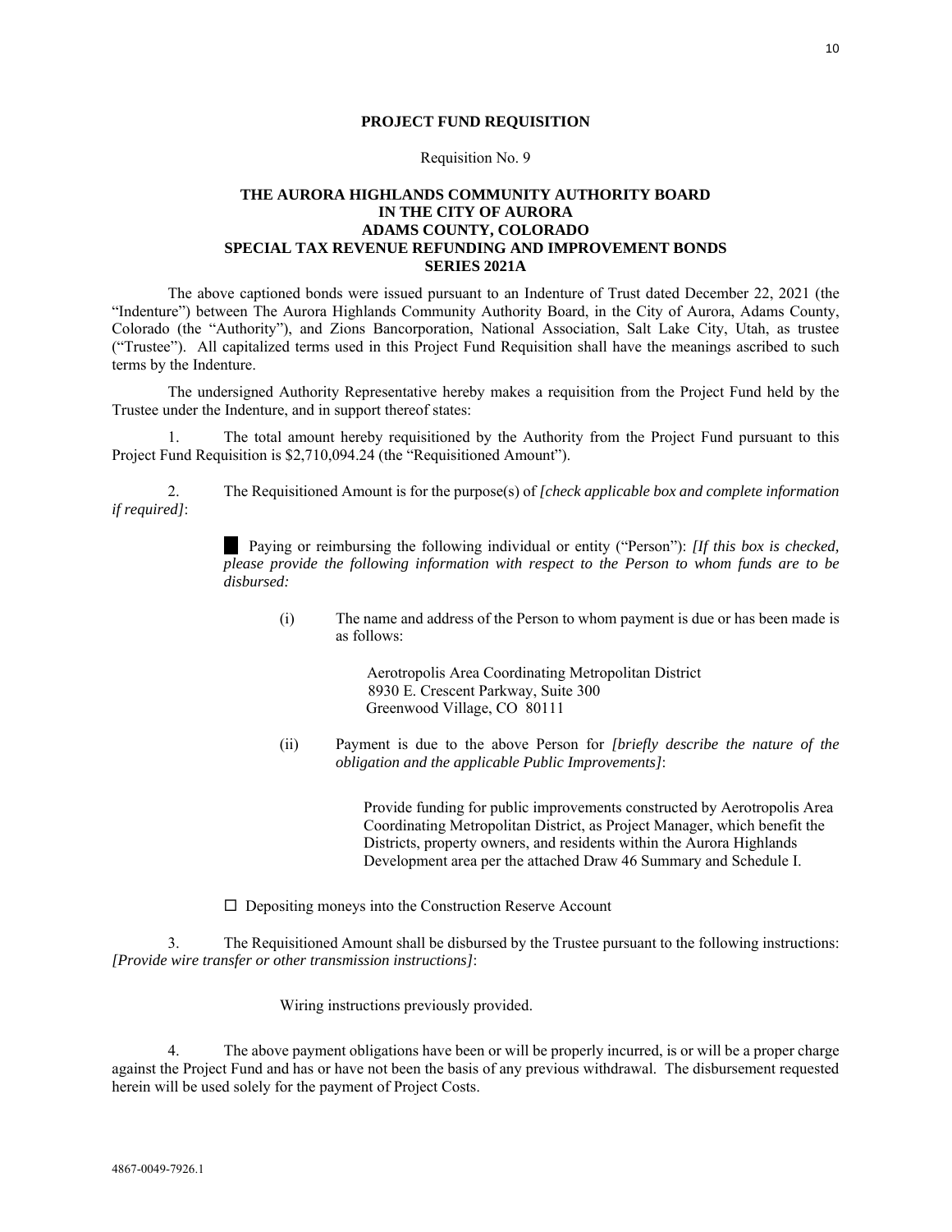**PROJECT FUND REQUISITION**

Requisition No. 9

**THE AURORA HIGHLANDS COMMUNITY AUTHORITY BOARD**
**IN THE CITY OF AURORA**
**ADAMS COUNTY, COLORADO**
**SPECIAL TAX REVENUE REFUNDING AND IMPROVEMENT BONDS**
**SERIES 2021A**

The above captioned bonds were issued pursuant to an Indenture of Trust dated December 22, 2021 (the "Indenture") between The Aurora Highlands Community Authority Board, in the City of Aurora, Adams County, Colorado (the "Authority"), and Zions Bancorporation, National Association, Salt Lake City, Utah, as trustee ("Trustee"). All capitalized terms used in this Project Fund Requisition shall have the meanings ascribed to such terms by the Indenture.

The undersigned Authority Representative hereby makes a requisition from the Project Fund held by the Trustee under the Indenture, and in support thereof states:

1. The total amount hereby requisitioned by the Authority from the Project Fund pursuant to this Project Fund Requisition is $2,710,094.24 (the "Requisitioned Amount").

2. The Requisitioned Amount is for the purpose(s) of *[check applicable box and complete information if required]*:

■ Paying or reimbursing the following individual or entity ("Person"): *[If this box is checked, please provide the following information with respect to the Person to whom funds are to be disbursed:*

(i) The name and address of the Person to whom payment is due or has been made is as follows:

Aerotropolis Area Coordinating Metropolitan District
8930 E. Crescent Parkway, Suite 300
Greenwood Village, CO 80111

(ii) Payment is due to the above Person for *[briefly describe the nature of the obligation and the applicable Public Improvements]*:

Provide funding for public improvements constructed by Aerotropolis Area Coordinating Metropolitan District, as Project Manager, which benefit the Districts, property owners, and residents within the Aurora Highlands Development area per the attached Draw 46 Summary and Schedule I.

☐ Depositing moneys into the Construction Reserve Account

3. The Requisitioned Amount shall be disbursed by the Trustee pursuant to the following instructions: *[Provide wire transfer or other transmission instructions]*:

Wiring instructions previously provided.

4. The above payment obligations have been or will be properly incurred, is or will be a proper charge against the Project Fund and has or have not been the basis of any previous withdrawal. The disbursement requested herein will be used solely for the payment of Project Costs.

4867-0049-7926.1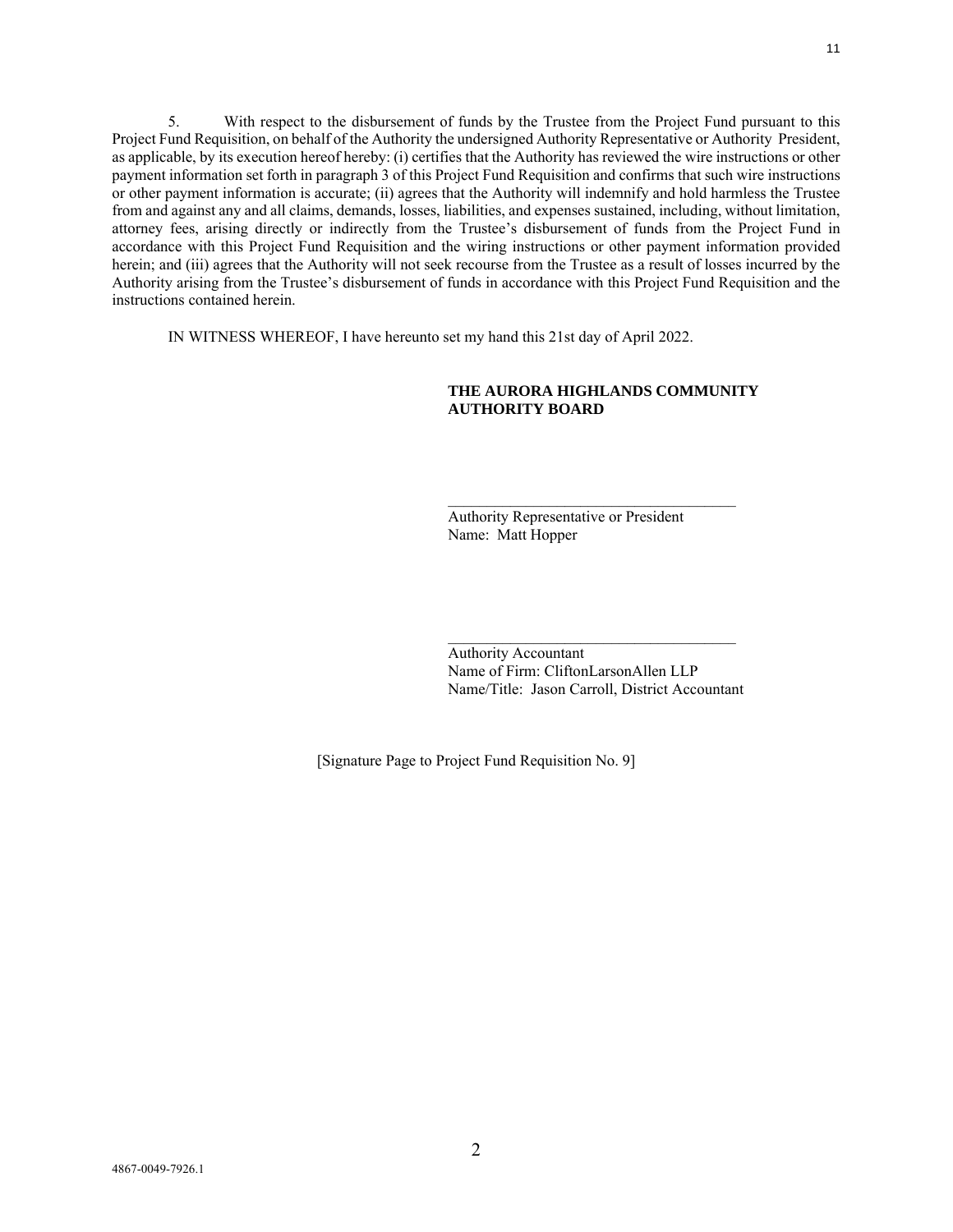5. With respect to the disbursement of funds by the Trustee from the Project Fund pursuant to this Project Fund Requisition, on behalf of the Authority the undersigned Authority Representative or Authority President, as applicable, by its execution hereof hereby: (i) certifies that the Authority has reviewed the wire instructions or other payment information set forth in paragraph 3 of this Project Fund Requisition and confirms that such wire instructions or other payment information is accurate; (ii) agrees that the Authority will indemnify and hold harmless the Trustee from and against any and all claims, demands, losses, liabilities, and expenses sustained, including, without limitation, attorney fees, arising directly or indirectly from the Trustee's disbursement of funds from the Project Fund in accordance with this Project Fund Requisition and the wiring instructions or other payment information provided herein; and (iii) agrees that the Authority will not seek recourse from the Trustee as a result of losses incurred by the Authority arising from the Trustee's disbursement of funds in accordance with this Project Fund Requisition and the instructions contained herein.

IN WITNESS WHEREOF, I have hereunto set my hand this 21st day of April 2022.

**THE AURORA HIGHLANDS COMMUNITY AUTHORITY BOARD**

\_\_\_\_\_\_\_\_\_\_\_\_\_\_\_\_\_\_\_\_\_\_\_\_\_\_\_\_\_\_\_\_\_\_\_\_\_\_
Authority Representative or President
Name: Matt Hopper

\_\_\_\_\_\_\_\_\_\_\_\_\_\_\_\_\_\_\_\_\_\_\_\_\_\_\_\_\_\_\_\_\_\_\_\_\_\_
Authority Accountant
Name of Firm: CliftonLarsonAllen LLP
Name/Title: Jason Carroll, District Accountant

[Signature Page to Project Fund Requisition No. 9]

4867-0049-7926.1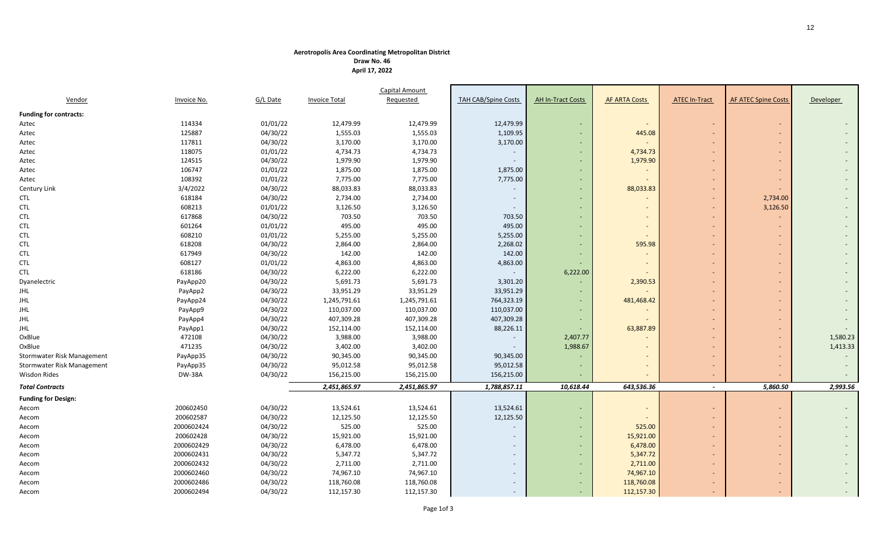**Aerotropolis Area Coordinating Metropolitan District**
**Draw No. 46**
**April 17, 2022**

| Vendor | Invoice No. | G/L Date | Invoice Total | Capital Amount Requested | TAH CAB/Spine Costs | AH In-Tract Costs | AF ARTA Costs | ATEC In-Tract | AF ATEC Spine Costs | Developer |
|---|---|---|---|---|---|---|---|---|---|---|
| **Funding for contracts:** | | | | | | | | | | |
| Aztec | 114334 | 01/01/22 | 12,479.99 | 12,479.99 | 12,479.99 | - | - | - | - | - |
| Aztec | 125887 | 04/30/22 | 1,555.03 | 1,555.03 | 1,109.95 | - | 445.08 | - | - | - |
| Aztec | 117811 | 04/30/22 | 3,170.00 | 3,170.00 | 3,170.00 | - | - | - | - | - |
| Aztec | 118075 | 01/01/22 | 4,734.73 | 4,734.73 | - | - | 4,734.73 | - | - | - |
| Aztec | 124515 | 04/30/22 | 1,979.90 | 1,979.90 | - | - | 1,979.90 | - | - | - |
| Aztec | 106747 | 01/01/22 | 1,875.00 | 1,875.00 | 1,875.00 | - | - | - | - | - |
| Aztec | 108392 | 01/01/22 | 7,775.00 | 7,775.00 | 7,775.00 | - | - | - | - | - |
| Century Link | 3/4/2022 | 04/30/22 | 88,033.83 | 88,033.83 | - | - | 88,033.83 | - | - | - |
| CTL | 618184 | 04/30/22 | 2,734.00 | 2,734.00 | - | - | - | - | 2,734.00 | - |
| CTL | 608213 | 01/01/22 | 3,126.50 | 3,126.50 | - | - | - | - | 3,126.50 | - |
| CTL | 617868 | 04/30/22 | 703.50 | 703.50 | 703.50 | - | - | - | - | - |
| CTL | 601264 | 01/01/22 | 495.00 | 495.00 | 495.00 | - | - | - | - | - |
| CTL | 608210 | 01/01/22 | 5,255.00 | 5,255.00 | 5,255.00 | - | - | - | - | - |
| CTL | 618208 | 04/30/22 | 2,864.00 | 2,864.00 | 2,268.02 | - | 595.98 | - | - | - |
| CTL | 617949 | 04/30/22 | 142.00 | 142.00 | 142.00 | - | - | - | - | - |
| CTL | 608127 | 01/01/22 | 4,863.00 | 4,863.00 | 4,863.00 | - | - | - | - | - |
| CTL | 618186 | 04/30/22 | 6,222.00 | 6,222.00 | - | 6,222.00 | - | - | - | - |
| Dyanelectric | PayApp20 | 04/30/22 | 5,691.73 | 5,691.73 | 3,301.20 | - | 2,390.53 | - | - | - |
| JHL | PayApp2 | 04/30/22 | 33,951.29 | 33,951.29 | 33,951.29 | - | - | - | - | - |
| JHL | PayApp24 | 04/30/22 | 1,245,791.61 | 1,245,791.61 | 764,323.19 | - | 481,468.42 | - | - | - |
| JHL | PayApp9 | 04/30/22 | 110,037.00 | 110,037.00 | 110,037.00 | - | - | - | - | - |
| JHL | PayApp4 | 04/30/22 | 407,309.28 | 407,309.28 | 407,309.28 | - | - | - | - | - |
| JHL | PayApp1 | 04/30/22 | 152,114.00 | 152,114.00 | 88,226.11 | - | 63,887.89 | - | - | - |
| OxBlue | 472108 | 04/30/22 | 3,988.00 | 3,988.00 | - | 2,407.77 | - | - | - | 1,580.23 |
| OxBlue | 471235 | 04/30/22 | 3,402.00 | 3,402.00 | - | 1,988.67 | - | - | - | 1,413.33 |
| Stormwater Risk Management | PayApp35 | 04/30/22 | 90,345.00 | 90,345.00 | 90,345.00 | - | - | - | - | - |
| Stormwater Risk Management | PayApp35 | 04/30/22 | 95,012.58 | 95,012.58 | 95,012.58 | - | - | - | - | - |
| Wisdon Rides | DW-38A | 04/30/22 | 156,215.00 | 156,215.00 | 156,215.00 | - | - | - | - | - |
| ***Total Contracts*** | | | ***2,451,865.97*** | ***2,451,865.97*** | ***1,788,857.11*** | ***10,618.44*** | ***643,536.36*** | ***-*** | ***5,860.50*** | ***2,993.56*** |
| **Funding for Design:** | | | | | | | | | | |
| Aecom | 200602450 | 04/30/22 | 13,524.61 | 13,524.61 | 13,524.61 | - | - | - | - | - |
| Aecom | 200602587 | 04/30/22 | 12,125.50 | 12,125.50 | 12,125.50 | - | - | - | - | - |
| Aecom | 2000602424 | 04/30/22 | 525.00 | 525.00 | - | - | 525.00 | - | - | - |
| Aecom | 200602428 | 04/30/22 | 15,921.00 | 15,921.00 | - | - | 15,921.00 | - | - | - |
| Aecom | 2000602429 | 04/30/22 | 6,478.00 | 6,478.00 | - | - | 6,478.00 | - | - | - |
| Aecom | 2000602431 | 04/30/22 | 5,347.72 | 5,347.72 | - | - | 5,347.72 | - | - | - |
| Aecom | 2000602432 | 04/30/22 | 2,711.00 | 2,711.00 | - | - | 2,711.00 | - | - | - |
| Aecom | 2000602460 | 04/30/22 | 74,967.10 | 74,967.10 | - | - | 74,967.10 | - | - | - |
| Aecom | 2000602486 | 04/30/22 | 118,760.08 | 118,760.08 | - | - | 118,760.08 | - | - | - |
| Aecom | 2000602494 | 04/30/22 | 112,157.30 | 112,157.30 | - | - | 112,157.30 | - | - | - |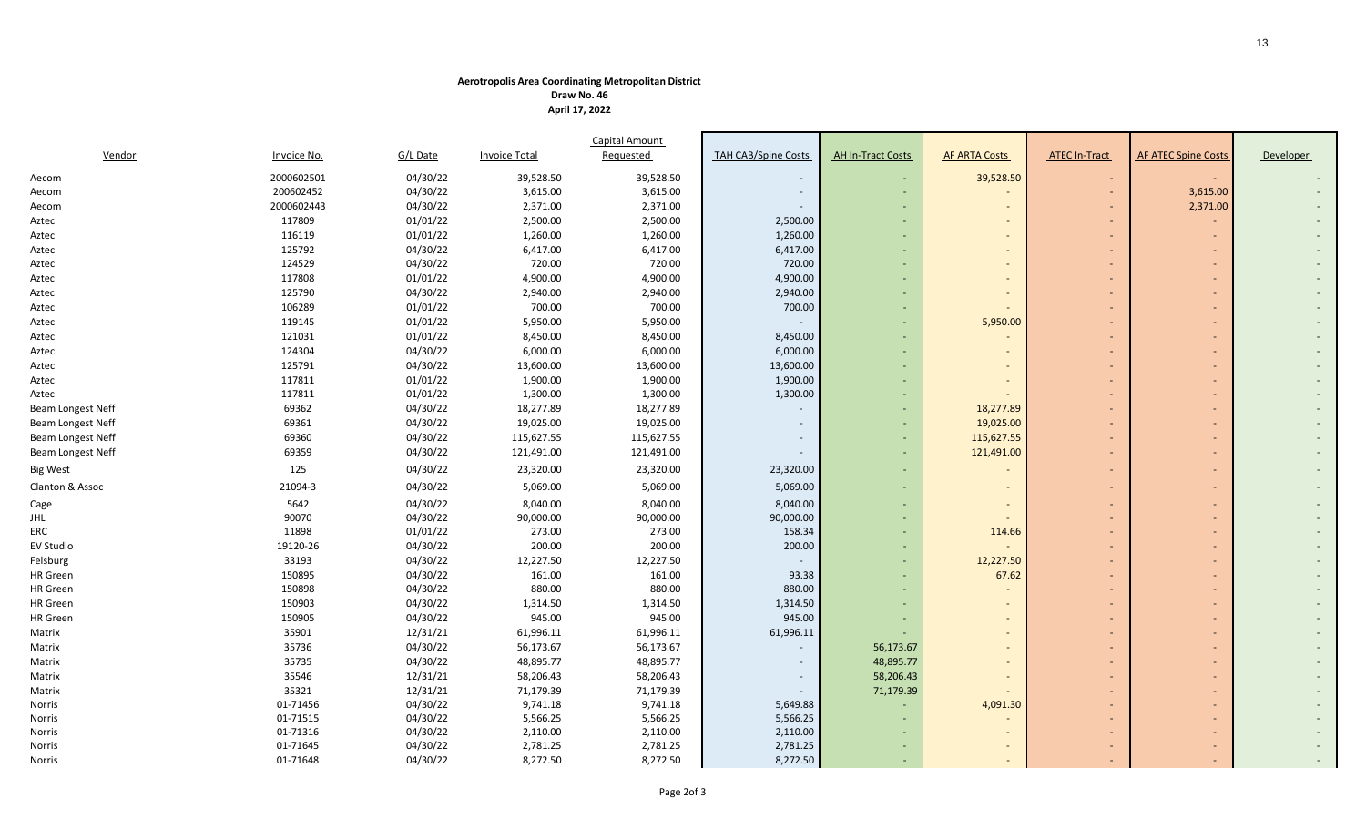**Aerotropolis Area Coordinating Metropolitan District**
**Draw No. 46**
**April 17, 2022**

| Vendor | Invoice No. | G/L Date | Invoice Total | Capital Amount Requested | TAH CAB/Spine Costs | AH In-Tract Costs | AF ARTA Costs | ATEC In-Tract | AF ATEC Spine Costs | Developer |
|---|---|---|---|---|---|---|---|---|---|---|
| Aecom | 2000602501 | 04/30/22 | 39,528.50 | 39,528.50 | - | - | 39,528.50 | - | - | - |
| Aecom | 200602452 | 04/30/22 | 3,615.00 | 3,615.00 | - | - | - | - | 3,615.00 | - |
| Aecom | 2000602443 | 04/30/22 | 2,371.00 | 2,371.00 | - | - | - | - | 2,371.00 | - |
| Aztec | 117809 | 01/01/22 | 2,500.00 | 2,500.00 | 2,500.00 | - | - | - | - | - |
| Aztec | 116119 | 01/01/22 | 1,260.00 | 1,260.00 | 1,260.00 | - | - | - | - | - |
| Aztec | 125792 | 04/30/22 | 6,417.00 | 6,417.00 | 6,417.00 | - | - | - | - | - |
| Aztec | 124529 | 04/30/22 | 720.00 | 720.00 | 720.00 | - | - | - | - | - |
| Aztec | 117808 | 01/01/22 | 4,900.00 | 4,900.00 | 4,900.00 | - | - | - | - | - |
| Aztec | 125790 | 04/30/22 | 2,940.00 | 2,940.00 | 2,940.00 | - | - | - | - | - |
| Aztec | 106289 | 01/01/22 | 700.00 | 700.00 | 700.00 | - | - | - | - | - |
| Aztec | 119145 | 01/01/22 | 5,950.00 | 5,950.00 | - | - | 5,950.00 | - | - | - |
| Aztec | 121031 | 01/01/22 | 8,450.00 | 8,450.00 | 8,450.00 | - | - | - | - | - |
| Aztec | 124304 | 04/30/22 | 6,000.00 | 6,000.00 | 6,000.00 | - | - | - | - | - |
| Aztec | 125791 | 04/30/22 | 13,600.00 | 13,600.00 | 13,600.00 | - | - | - | - | - |
| Aztec | 117811 | 01/01/22 | 1,900.00 | 1,900.00 | 1,900.00 | - | - | - | - | - |
| Aztec | 117811 | 01/01/22 | 1,300.00 | 1,300.00 | 1,300.00 | - | - | - | - | - |
| Beam Longest Neff | 69362 | 04/30/22 | 18,277.89 | 18,277.89 | - | - | 18,277.89 | - | - | - |
| Beam Longest Neff | 69361 | 04/30/22 | 19,025.00 | 19,025.00 | - | - | 19,025.00 | - | - | - |
| Beam Longest Neff | 69360 | 04/30/22 | 115,627.55 | 115,627.55 | - | - | 115,627.55 | - | - | - |
| Beam Longest Neff | 69359 | 04/30/22 | 121,491.00 | 121,491.00 | - | - | 121,491.00 | - | - | - |
| Big West | 125 | 04/30/22 | 23,320.00 | 23,320.00 | 23,320.00 | - | - | - | - | - |
| Clanton & Assoc | 21094-3 | 04/30/22 | 5,069.00 | 5,069.00 | 5,069.00 | - | - | - | - | - |
| Cage | 5642 | 04/30/22 | 8,040.00 | 8,040.00 | 8,040.00 | - | - | - | - | - |
| JHL | 90070 | 04/30/22 | 90,000.00 | 90,000.00 | 90,000.00 | - | - | - | - | - |
| ERC | 11898 | 01/01/22 | 273.00 | 273.00 | 158.34 | - | 114.66 | - | - | - |
| EV Studio | 19120-26 | 04/30/22 | 200.00 | 200.00 | 200.00 | - | - | - | - | - |
| Felsburg | 33193 | 04/30/22 | 12,227.50 | 12,227.50 | - | - | 12,227.50 | - | - | - |
| HR Green | 150895 | 04/30/22 | 161.00 | 161.00 | 93.38 | - | 67.62 | - | - | - |
| HR Green | 150898 | 04/30/22 | 880.00 | 880.00 | 880.00 | - | - | - | - | - |
| HR Green | 150903 | 04/30/22 | 1,314.50 | 1,314.50 | 1,314.50 | - | - | - | - | - |
| HR Green | 150905 | 04/30/22 | 945.00 | 945.00 | 945.00 | - | - | - | - | - |
| Matrix | 35901 | 12/31/21 | 61,996.11 | 61,996.11 | 61,996.11 | - | - | - | - | - |
| Matrix | 35736 | 04/30/22 | 56,173.67 | 56,173.67 | - | 56,173.67 | - | - | - | - |
| Matrix | 35735 | 04/30/22 | 48,895.77 | 48,895.77 | - | 48,895.77 | - | - | - | - |
| Matrix | 35546 | 12/31/21 | 58,206.43 | 58,206.43 | - | 58,206.43 | - | - | - | - |
| Matrix | 35321 | 12/31/21 | 71,179.39 | 71,179.39 | - | 71,179.39 | - | - | - | - |
| Norris | 01-71456 | 04/30/22 | 9,741.18 | 9,741.18 | 5,649.88 | - | 4,091.30 | - | - | - |
| Norris | 01-71515 | 04/30/22 | 5,566.25 | 5,566.25 | 5,566.25 | - | - | - | - | - |
| Norris | 01-71316 | 04/30/22 | 2,110.00 | 2,110.00 | 2,110.00 | - | - | - | - | - |
| Norris | 01-71645 | 04/30/22 | 2,781.25 | 2,781.25 | 2,781.25 | - | - | - | - | - |
| Norris | 01-71648 | 04/30/22 | 8,272.50 | 8,272.50 | 8,272.50 | - | - | - | - | - |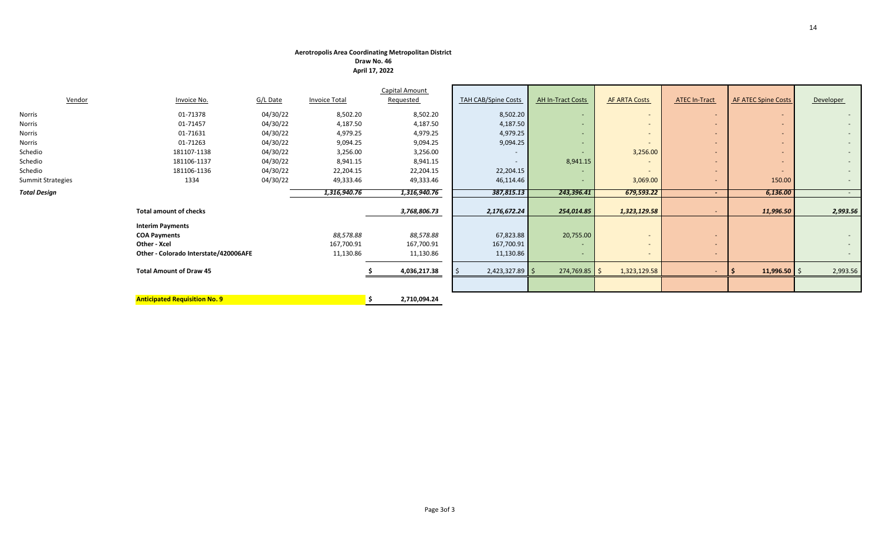**Aerotropolis Area Coordinating Metropolitan District**
**Draw No. 46**
**April 17, 2022**

| Vendor | Invoice No. | G/L Date | Invoice Total | Capital Amount Requested | TAH CAB/Spine Costs | AH In-Tract Costs | AF ARTA Costs | ATEC In-Tract | AF ATEC Spine Costs | Developer |
|---|---|---|---|---|---|---|---|---|---|---|
| Norris | 01-71378 | 04/30/22 | 8,502.20 | 8,502.20 | 8,502.20 | - | - | - | - | - |
| Norris | 01-71457 | 04/30/22 | 4,187.50 | 4,187.50 | 4,187.50 | - | - | - | - | - |
| Norris | 01-71631 | 04/30/22 | 4,979.25 | 4,979.25 | 4,979.25 | - | - | - | - | - |
| Norris | 01-71263 | 04/30/22 | 9,094.25 | 9,094.25 | 9,094.25 | - | - | - | - | - |
| Schedio | 181107-1138 | 04/30/22 | 3,256.00 | 3,256.00 | - | - | 3,256.00 | - | - | - |
| Schedio | 181106-1137 | 04/30/22 | 8,941.15 | 8,941.15 | - | 8,941.15 | - | - | - | - |
| Schedio | 181106-1136 | 04/30/22 | 22,204.15 | 22,204.15 | 22,204.15 | - | - | - | - | - |
| Summit Strategies | 1334 | 04/30/22 | 49,333.46 | 49,333.46 | 46,114.46 | - | 3,069.00 | - | 150.00 | - |
| ***Total Design*** | | | ***1,316,940.76*** | ***1,316,940.76*** | ***387,815.13*** | ***243,396.41*** | ***679,593.22*** | - | ***6,136.00*** | - |
| | **Total amount of checks** | | | ***3,768,806.73*** | ***2,176,672.24*** | ***254,014.85*** | ***1,323,129.58*** | - | ***11,996.50*** | ***2,993.56*** |
| | **Interim Payments** | | | | | | | | | |
| | **COA Payments** | | *88,578.88* | *88,578.88* | 67,823.88 | 20,755.00 | - | - | | - |
| | **Other - Xcel** | | 167,700.91 | 167,700.91 | 167,700.91 | - | - | - | | - |
| | **Other - Colorado Interstate/420006AFE** | | 11,130.86 | 11,130.86 | 11,130.86 | - | - | - | | - |
| | **Total Amount of Draw 45** | | | $ 4,036,217.38 | $ 2,423,327.89 | $ 274,769.85 | $ 1,323,129.58 | - | **$ 11,996.50** | $ 2,993.56 |
| | **Anticipated Requisition No. 9** | | | $ 2,710,094.24 | | | | | | |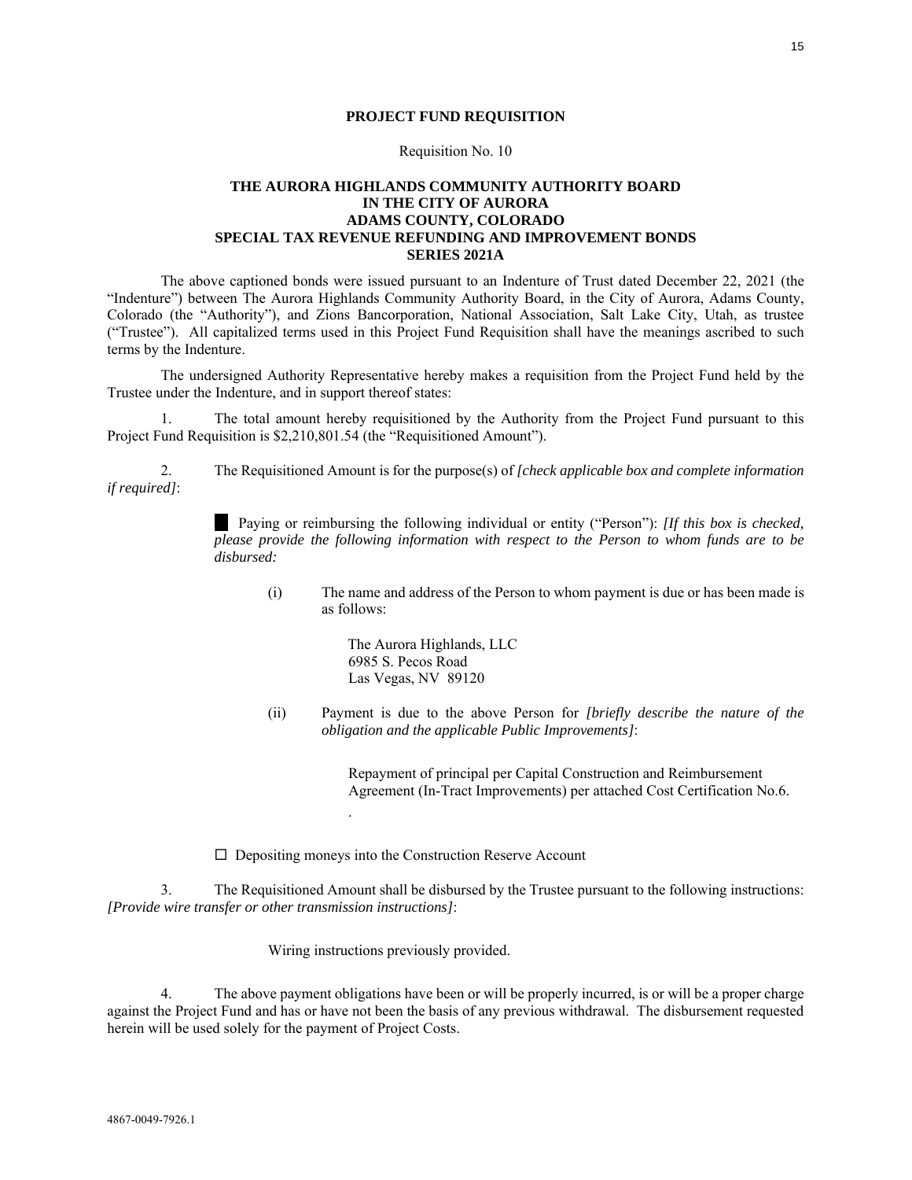**PROJECT FUND REQUISITION**

Requisition No. 10

**THE AURORA HIGHLANDS COMMUNITY AUTHORITY BOARD**
**IN THE CITY OF AURORA**
**ADAMS COUNTY, COLORADO**
**SPECIAL TAX REVENUE REFUNDING AND IMPROVEMENT BONDS**
**SERIES 2021A**

The above captioned bonds were issued pursuant to an Indenture of Trust dated December 22, 2021 (the "Indenture") between The Aurora Highlands Community Authority Board, in the City of Aurora, Adams County, Colorado (the "Authority"), and Zions Bancorporation, National Association, Salt Lake City, Utah, as trustee ("Trustee"). All capitalized terms used in this Project Fund Requisition shall have the meanings ascribed to such terms by the Indenture.

The undersigned Authority Representative hereby makes a requisition from the Project Fund held by the Trustee under the Indenture, and in support thereof states:

1. The total amount hereby requisitioned by the Authority from the Project Fund pursuant to this Project Fund Requisition is $2,210,801.54 (the "Requisitioned Amount").

2. The Requisitioned Amount is for the purpose(s) of *[check applicable box and complete information if required]*:

■ Paying or reimbursing the following individual or entity ("Person"): *[If this box is checked, please provide the following information with respect to the Person to whom funds are to be disbursed:*

(i) The name and address of the Person to whom payment is due or has been made is as follows:

The Aurora Highlands, LLC
6985 S. Pecos Road
Las Vegas, NV 89120

(ii) Payment is due to the above Person for *[briefly describe the nature of the obligation and the applicable Public Improvements]*:

Repayment of principal per Capital Construction and Reimbursement Agreement (In-Tract Improvements) per attached Cost Certification No.6.

.

☐ Depositing moneys into the Construction Reserve Account

3. The Requisitioned Amount shall be disbursed by the Trustee pursuant to the following instructions: *[Provide wire transfer or other transmission instructions]*:

Wiring instructions previously provided.

4. The above payment obligations have been or will be properly incurred, is or will be a proper charge against the Project Fund and has or have not been the basis of any previous withdrawal. The disbursement requested herein will be used solely for the payment of Project Costs.

4867-0049-7926.1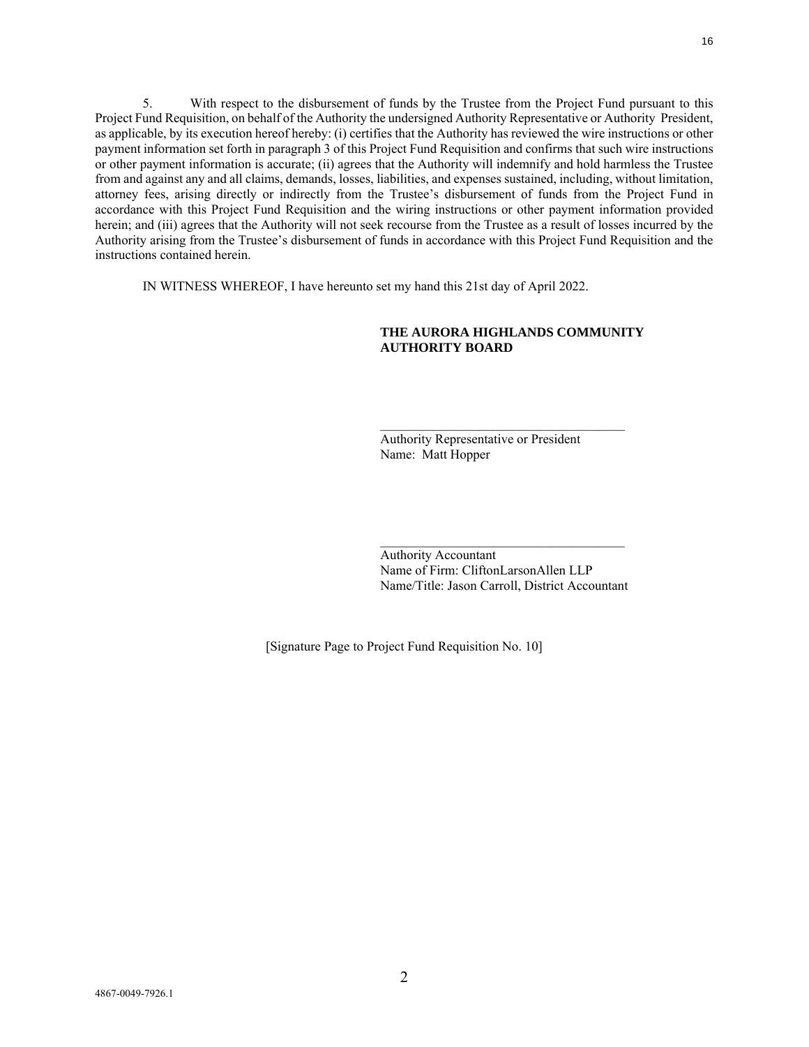5. With respect to the disbursement of funds by the Trustee from the Project Fund pursuant to this Project Fund Requisition, on behalf of the Authority the undersigned Authority Representative or Authority President, as applicable, by its execution hereof hereby: (i) certifies that the Authority has reviewed the wire instructions or other payment information set forth in paragraph 3 of this Project Fund Requisition and confirms that such wire instructions or other payment information is accurate; (ii) agrees that the Authority will indemnify and hold harmless the Trustee from and against any and all claims, demands, losses, liabilities, and expenses sustained, including, without limitation, attorney fees, arising directly or indirectly from the Trustee's disbursement of funds from the Project Fund in accordance with this Project Fund Requisition and the wiring instructions or other payment information provided herein; and (iii) agrees that the Authority will not seek recourse from the Trustee as a result of losses incurred by the Authority arising from the Trustee's disbursement of funds in accordance with this Project Fund Requisition and the instructions contained herein.

IN WITNESS WHEREOF, I have hereunto set my hand this 21st day of April 2022.

**THE AURORA HIGHLANDS COMMUNITY AUTHORITY BOARD**

______________________________________
Authority Representative or President
Name: Matt Hopper

______________________________________
Authority Accountant
Name of Firm: CliftonLarsonAllen LLP
Name/Title: Jason Carroll, District Accountant

[Signature Page to Project Fund Requisition No. 10]

4867-0049-7926.1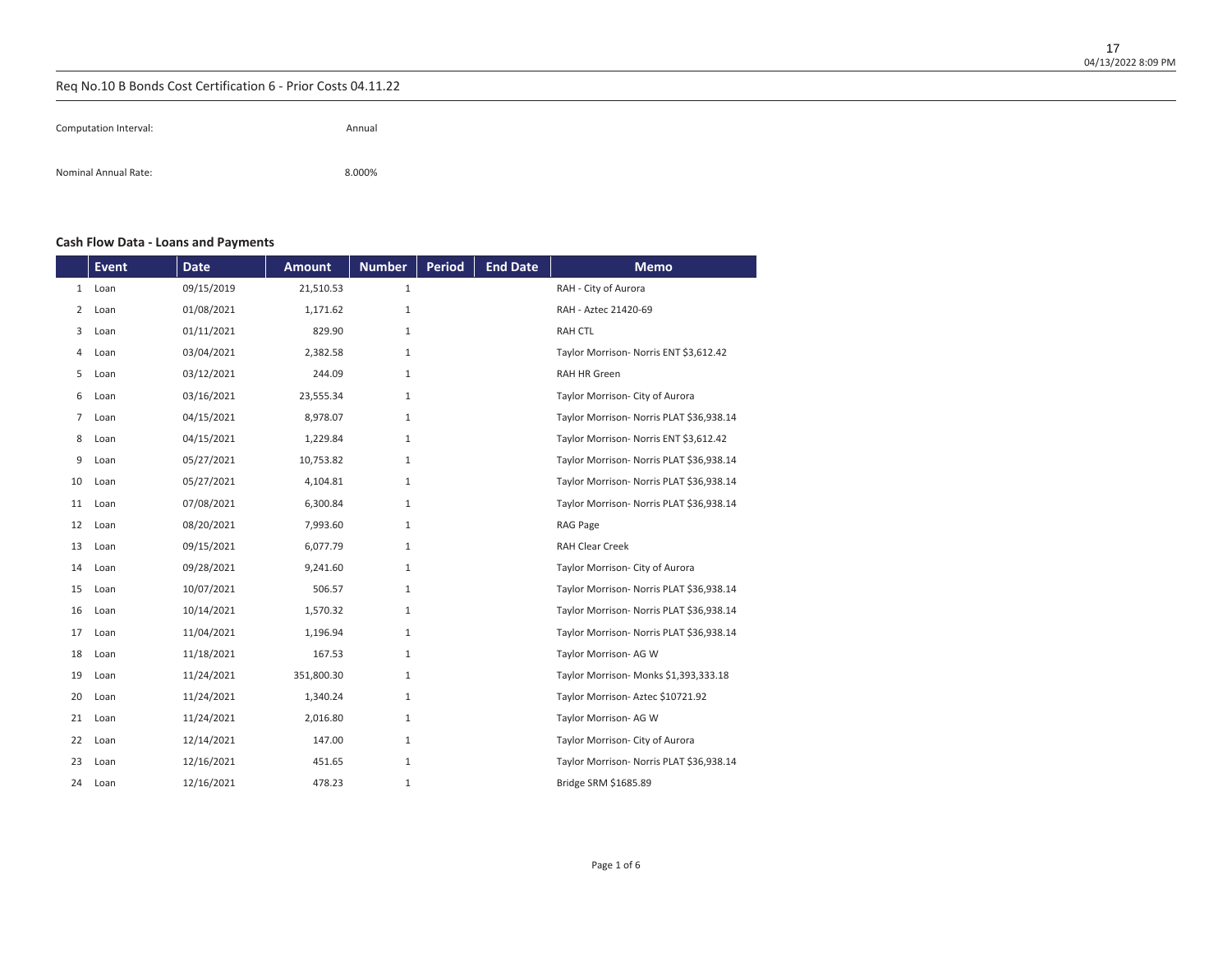## Req No.10 B Bonds Cost Certification 6 - Prior Costs 04.11.22

Computation Interval: Annual

Nominal Annual Rate: 8.000%

### Cash Flow Data - Loans and Payments

| | Event | Date | Amount | Number | Period | End Date | Memo |
|---|---|---|---|---|---|---|---|
| 1 | Loan | 09/15/2019 | 21,510.53 | 1 | | | RAH - City of Aurora |
| 2 | Loan | 01/08/2021 | 1,171.62 | 1 | | | RAH - Aztec 21420-69 |
| 3 | Loan | 01/11/2021 | 829.90 | 1 | | | RAH CTL |
| 4 | Loan | 03/04/2021 | 2,382.58 | 1 | | | Taylor Morrison- Norris ENT $3,612.42 |
| 5 | Loan | 03/12/2021 | 244.09 | 1 | | | RAH HR Green |
| 6 | Loan | 03/16/2021 | 23,555.34 | 1 | | | Taylor Morrison- City of Aurora |
| 7 | Loan | 04/15/2021 | 8,978.07 | 1 | | | Taylor Morrison- Norris PLAT $36,938.14 |
| 8 | Loan | 04/15/2021 | 1,229.84 | 1 | | | Taylor Morrison- Norris ENT $3,612.42 |
| 9 | Loan | 05/27/2021 | 10,753.82 | 1 | | | Taylor Morrison- Norris PLAT $36,938.14 |
| 10 | Loan | 05/27/2021 | 4,104.81 | 1 | | | Taylor Morrison- Norris PLAT $36,938.14 |
| 11 | Loan | 07/08/2021 | 6,300.84 | 1 | | | Taylor Morrison- Norris PLAT $36,938.14 |
| 12 | Loan | 08/20/2021 | 7,993.60 | 1 | | | RAG Page |
| 13 | Loan | 09/15/2021 | 6,077.79 | 1 | | | RAH Clear Creek |
| 14 | Loan | 09/28/2021 | 9,241.60 | 1 | | | Taylor Morrison- City of Aurora |
| 15 | Loan | 10/07/2021 | 506.57 | 1 | | | Taylor Morrison- Norris PLAT $36,938.14 |
| 16 | Loan | 10/14/2021 | 1,570.32 | 1 | | | Taylor Morrison- Norris PLAT $36,938.14 |
| 17 | Loan | 11/04/2021 | 1,196.94 | 1 | | | Taylor Morrison- Norris PLAT $36,938.14 |
| 18 | Loan | 11/18/2021 | 167.53 | 1 | | | Taylor Morrison- AG W |
| 19 | Loan | 11/24/2021 | 351,800.30 | 1 | | | Taylor Morrison- Monks $1,393,333.18 |
| 20 | Loan | 11/24/2021 | 1,340.24 | 1 | | | Taylor Morrison- Aztec $10721.92 |
| 21 | Loan | 11/24/2021 | 2,016.80 | 1 | | | Taylor Morrison- AG W |
| 22 | Loan | 12/14/2021 | 147.00 | 1 | | | Taylor Morrison- City of Aurora |
| 23 | Loan | 12/16/2021 | 451.65 | 1 | | | Taylor Morrison- Norris PLAT $36,938.14 |
| 24 | Loan | 12/16/2021 | 478.23 | 1 | | | Bridge SRM $1685.89 |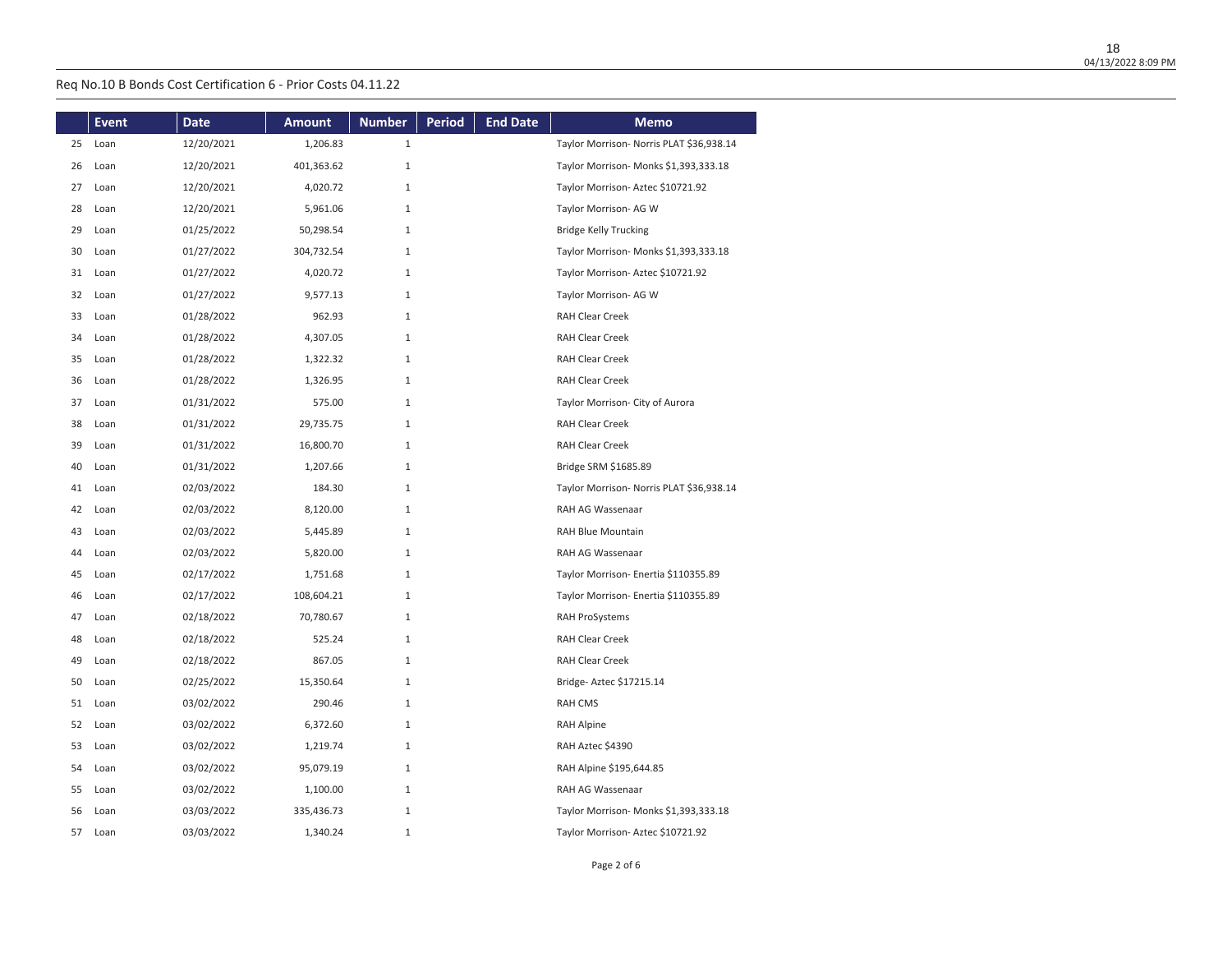Req No.10 B Bonds Cost Certification 6 - Prior Costs 04.11.22

| | Event | Date | Amount | Number | Period | End Date | Memo |
|---|---|---|---|---|---|---|---|
| 25 | Loan | 12/20/2021 | 1,206.83 | 1 | | | Taylor Morrison- Norris PLAT $36,938.14 |
| 26 | Loan | 12/20/2021 | 401,363.62 | 1 | | | Taylor Morrison- Monks $1,393,333.18 |
| 27 | Loan | 12/20/2021 | 4,020.72 | 1 | | | Taylor Morrison- Aztec $10721.92 |
| 28 | Loan | 12/20/2021 | 5,961.06 | 1 | | | Taylor Morrison- AG W |
| 29 | Loan | 01/25/2022 | 50,298.54 | 1 | | | Bridge Kelly Trucking |
| 30 | Loan | 01/27/2022 | 304,732.54 | 1 | | | Taylor Morrison- Monks $1,393,333.18 |
| 31 | Loan | 01/27/2022 | 4,020.72 | 1 | | | Taylor Morrison- Aztec $10721.92 |
| 32 | Loan | 01/27/2022 | 9,577.13 | 1 | | | Taylor Morrison- AG W |
| 33 | Loan | 01/28/2022 | 962.93 | 1 | | | RAH Clear Creek |
| 34 | Loan | 01/28/2022 | 4,307.05 | 1 | | | RAH Clear Creek |
| 35 | Loan | 01/28/2022 | 1,322.32 | 1 | | | RAH Clear Creek |
| 36 | Loan | 01/28/2022 | 1,326.95 | 1 | | | RAH Clear Creek |
| 37 | Loan | 01/31/2022 | 575.00 | 1 | | | Taylor Morrison- City of Aurora |
| 38 | Loan | 01/31/2022 | 29,735.75 | 1 | | | RAH Clear Creek |
| 39 | Loan | 01/31/2022 | 16,800.70 | 1 | | | RAH Clear Creek |
| 40 | Loan | 01/31/2022 | 1,207.66 | 1 | | | Bridge SRM $1685.89 |
| 41 | Loan | 02/03/2022 | 184.30 | 1 | | | Taylor Morrison- Norris PLAT $36,938.14 |
| 42 | Loan | 02/03/2022 | 8,120.00 | 1 | | | RAH AG Wassenaar |
| 43 | Loan | 02/03/2022 | 5,445.89 | 1 | | | RAH Blue Mountain |
| 44 | Loan | 02/03/2022 | 5,820.00 | 1 | | | RAH AG Wassenaar |
| 45 | Loan | 02/17/2022 | 1,751.68 | 1 | | | Taylor Morrison- Enertia $110355.89 |
| 46 | Loan | 02/17/2022 | 108,604.21 | 1 | | | Taylor Morrison- Enertia $110355.89 |
| 47 | Loan | 02/18/2022 | 70,780.67 | 1 | | | RAH ProSystems |
| 48 | Loan | 02/18/2022 | 525.24 | 1 | | | RAH Clear Creek |
| 49 | Loan | 02/18/2022 | 867.05 | 1 | | | RAH Clear Creek |
| 50 | Loan | 02/25/2022 | 15,350.64 | 1 | | | Bridge- Aztec $17215.14 |
| 51 | Loan | 03/02/2022 | 290.46 | 1 | | | RAH CMS |
| 52 | Loan | 03/02/2022 | 6,372.60 | 1 | | | RAH Alpine |
| 53 | Loan | 03/02/2022 | 1,219.74 | 1 | | | RAH Aztec $4390 |
| 54 | Loan | 03/02/2022 | 95,079.19 | 1 | | | RAH Alpine $195,644.85 |
| 55 | Loan | 03/02/2022 | 1,100.00 | 1 | | | RAH AG Wassenaar |
| 56 | Loan | 03/03/2022 | 335,436.73 | 1 | | | Taylor Morrison- Monks $1,393,333.18 |
| 57 | Loan | 03/03/2022 | 1,340.24 | 1 | | | Taylor Morrison- Aztec $10721.92 |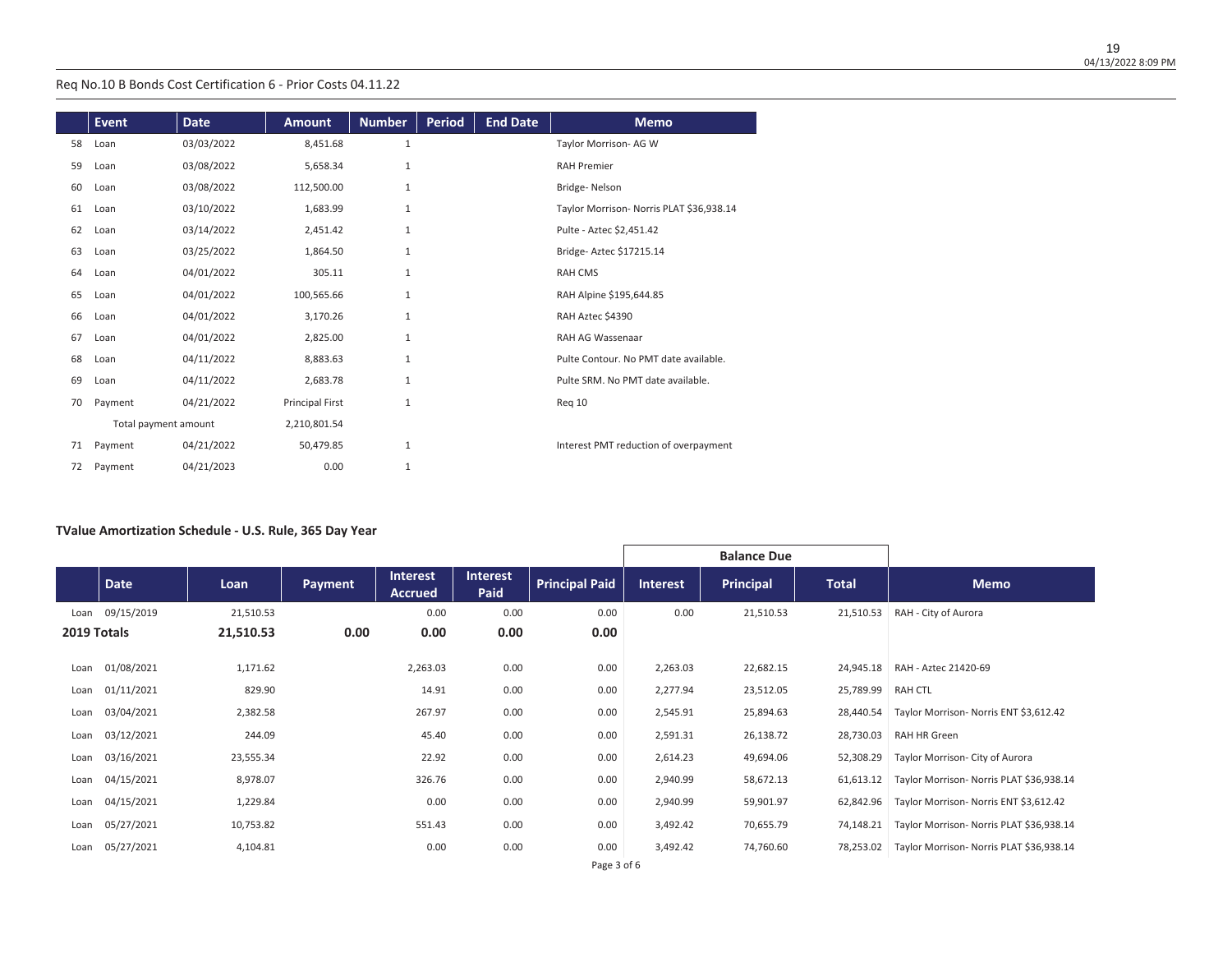Req No.10 B Bonds Cost Certification 6 - Prior Costs 04.11.22

| | Event | Date | Amount | Number | Period | End Date | Memo |
|---|---|---|---|---|---|---|---|
| 58 | Loan | 03/03/2022 | 8,451.68 | 1 | | | Taylor Morrison- AG W |
| 59 | Loan | 03/08/2022 | 5,658.34 | 1 | | | RAH Premier |
| 60 | Loan | 03/08/2022 | 112,500.00 | 1 | | | Bridge- Nelson |
| 61 | Loan | 03/10/2022 | 1,683.99 | 1 | | | Taylor Morrison- Norris PLAT $36,938.14 |
| 62 | Loan | 03/14/2022 | 2,451.42 | 1 | | | Pulte - Aztec $2,451.42 |
| 63 | Loan | 03/25/2022 | 1,864.50 | 1 | | | Bridge- Aztec $17215.14 |
| 64 | Loan | 04/01/2022 | 305.11 | 1 | | | RAH CMS |
| 65 | Loan | 04/01/2022 | 100,565.66 | 1 | | | RAH Alpine $195,644.85 |
| 66 | Loan | 04/01/2022 | 3,170.26 | 1 | | | RAH Aztec $4390 |
| 67 | Loan | 04/01/2022 | 2,825.00 | 1 | | | RAH AG Wassenaar |
| 68 | Loan | 04/11/2022 | 8,883.63 | 1 | | | Pulte Contour. No PMT date available. |
| 69 | Loan | 04/11/2022 | 2,683.78 | 1 | | | Pulte SRM. No PMT date available. |
| 70 | Payment | 04/21/2022 | Principal First | 1 | | | Req 10 |
| | Total payment amount | | 2,210,801.54 | | | | |
| 71 | Payment | 04/21/2022 | 50,479.85 | 1 | | | Interest PMT reduction of overpayment |
| 72 | Payment | 04/21/2023 | 0.00 | 1 | | | |

**TValue Amortization Schedule - U.S. Rule, 365 Day Year**

| | Date | Loan | Payment | Interest Accrued | Interest Paid | Principal Paid | Balance Due Interest | Balance Due Principal | Balance Due Total | Memo |
|---|---|---|---|---|---|---|---|---|---|---|
| Loan | 09/15/2019 | 21,510.53 | | 0.00 | 0.00 | 0.00 | 0.00 | 21,510.53 | 21,510.53 | RAH - City of Aurora |
| **2019 Totals** | | **21,510.53** | **0.00** | **0.00** | **0.00** | **0.00** | | | | |
| Loan | 01/08/2021 | 1,171.62 | | 2,263.03 | 0.00 | 0.00 | 2,263.03 | 22,682.15 | 24,945.18 | RAH - Aztec 21420-69 |
| Loan | 01/11/2021 | 829.90 | | 14.91 | 0.00 | 0.00 | 2,277.94 | 23,512.05 | 25,789.99 | RAH CTL |
| Loan | 03/04/2021 | 2,382.58 | | 267.97 | 0.00 | 0.00 | 2,545.91 | 25,894.63 | 28,440.54 | Taylor Morrison- Norris ENT $3,612.42 |
| Loan | 03/12/2021 | 244.09 | | 45.40 | 0.00 | 0.00 | 2,591.31 | 26,138.72 | 28,730.03 | RAH HR Green |
| Loan | 03/16/2021 | 23,555.34 | | 22.92 | 0.00 | 0.00 | 2,614.23 | 49,694.06 | 52,308.29 | Taylor Morrison- City of Aurora |
| Loan | 04/15/2021 | 8,978.07 | | 326.76 | 0.00 | 0.00 | 2,940.99 | 58,672.13 | 61,613.12 | Taylor Morrison- Norris PLAT $36,938.14 |
| Loan | 04/15/2021 | 1,229.84 | | 0.00 | 0.00 | 0.00 | 2,940.99 | 59,901.97 | 62,842.96 | Taylor Morrison- Norris ENT $3,612.42 |
| Loan | 05/27/2021 | 10,753.82 | | 551.43 | 0.00 | 0.00 | 3,492.42 | 70,655.79 | 74,148.21 | Taylor Morrison- Norris PLAT $36,938.14 |
| Loan | 05/27/2021 | 4,104.81 | | 0.00 | 0.00 | 0.00 | 3,492.42 | 74,760.60 | 78,253.02 | Taylor Morrison- Norris PLAT $36,938.14 |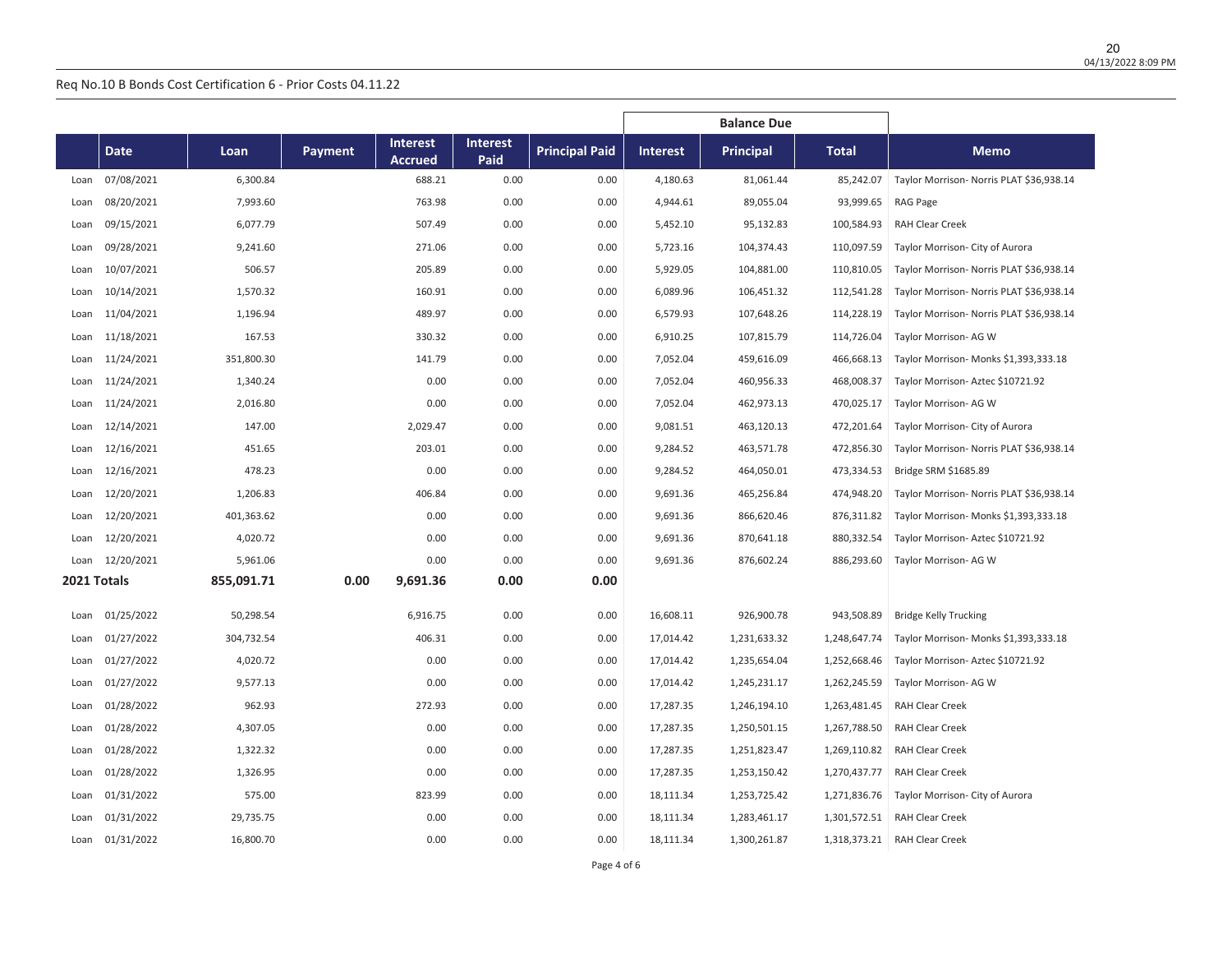Req No.10 B Bonds Cost Certification 6 - Prior Costs 04.11.22

| | Date | Loan | Payment | Interest Accrued | Interest Paid | Principal Paid | Balance Due Interest | Balance Due Principal | Balance Due Total | Memo |
|---|---|---|---|---|---|---|---|---|---|---|
| Loan | 07/08/2021 | 6,300.84 | | 688.21 | 0.00 | 0.00 | 4,180.63 | 81,061.44 | 85,242.07 | Taylor Morrison- Norris PLAT $36,938.14 |
| Loan | 08/20/2021 | 7,993.60 | | 763.98 | 0.00 | 0.00 | 4,944.61 | 89,055.04 | 93,999.65 | RAG Page |
| Loan | 09/15/2021 | 6,077.79 | | 507.49 | 0.00 | 0.00 | 5,452.10 | 95,132.83 | 100,584.93 | RAH Clear Creek |
| Loan | 09/28/2021 | 9,241.60 | | 271.06 | 0.00 | 0.00 | 5,723.16 | 104,374.43 | 110,097.59 | Taylor Morrison- City of Aurora |
| Loan | 10/07/2021 | 506.57 | | 205.89 | 0.00 | 0.00 | 5,929.05 | 104,881.00 | 110,810.05 | Taylor Morrison- Norris PLAT $36,938.14 |
| Loan | 10/14/2021 | 1,570.32 | | 160.91 | 0.00 | 0.00 | 6,089.96 | 106,451.32 | 112,541.28 | Taylor Morrison- Norris PLAT $36,938.14 |
| Loan | 11/04/2021 | 1,196.94 | | 489.97 | 0.00 | 0.00 | 6,579.93 | 107,648.26 | 114,228.19 | Taylor Morrison- Norris PLAT $36,938.14 |
| Loan | 11/18/2021 | 167.53 | | 330.32 | 0.00 | 0.00 | 6,910.25 | 107,815.79 | 114,726.04 | Taylor Morrison- AG W |
| Loan | 11/24/2021 | 351,800.30 | | 141.79 | 0.00 | 0.00 | 7,052.04 | 459,616.09 | 466,668.13 | Taylor Morrison- Monks $1,393,333.18 |
| Loan | 11/24/2021 | 1,340.24 | | 0.00 | 0.00 | 0.00 | 7,052.04 | 460,956.33 | 468,008.37 | Taylor Morrison- Aztec $10721.92 |
| Loan | 11/24/2021 | 2,016.80 | | 0.00 | 0.00 | 0.00 | 7,052.04 | 462,973.13 | 470,025.17 | Taylor Morrison- AG W |
| Loan | 12/14/2021 | 147.00 | | 2,029.47 | 0.00 | 0.00 | 9,081.51 | 463,120.13 | 472,201.64 | Taylor Morrison- City of Aurora |
| Loan | 12/16/2021 | 451.65 | | 203.01 | 0.00 | 0.00 | 9,284.52 | 463,571.78 | 472,856.30 | Taylor Morrison- Norris PLAT $36,938.14 |
| Loan | 12/16/2021 | 478.23 | | 0.00 | 0.00 | 0.00 | 9,284.52 | 464,050.01 | 473,334.53 | Bridge SRM $1685.89 |
| Loan | 12/20/2021 | 1,206.83 | | 406.84 | 0.00 | 0.00 | 9,691.36 | 465,256.84 | 474,948.20 | Taylor Morrison- Norris PLAT $36,938.14 |
| Loan | 12/20/2021 | 401,363.62 | | 0.00 | 0.00 | 0.00 | 9,691.36 | 866,620.46 | 876,311.82 | Taylor Morrison- Monks $1,393,333.18 |
| Loan | 12/20/2021 | 4,020.72 | | 0.00 | 0.00 | 0.00 | 9,691.36 | 870,641.18 | 880,332.54 | Taylor Morrison- Aztec $10721.92 |
| Loan | 12/20/2021 | 5,961.06 | | 0.00 | 0.00 | 0.00 | 9,691.36 | 876,602.24 | 886,293.60 | Taylor Morrison- AG W |
| **2021 Totals** | | **855,091.71** | **0.00** | **9,691.36** | **0.00** | **0.00** | | | | |
| Loan | 01/25/2022 | 50,298.54 | | 6,916.75 | 0.00 | 0.00 | 16,608.11 | 926,900.78 | 943,508.89 | Bridge Kelly Trucking |
| Loan | 01/27/2022 | 304,732.54 | | 406.31 | 0.00 | 0.00 | 17,014.42 | 1,231,633.32 | 1,248,647.74 | Taylor Morrison- Monks $1,393,333.18 |
| Loan | 01/27/2022 | 4,020.72 | | 0.00 | 0.00 | 0.00 | 17,014.42 | 1,235,654.04 | 1,252,668.46 | Taylor Morrison- Aztec $10721.92 |
| Loan | 01/27/2022 | 9,577.13 | | 0.00 | 0.00 | 0.00 | 17,014.42 | 1,245,231.17 | 1,262,245.59 | Taylor Morrison- AG W |
| Loan | 01/28/2022 | 962.93 | | 272.93 | 0.00 | 0.00 | 17,287.35 | 1,246,194.10 | 1,263,481.45 | RAH Clear Creek |
| Loan | 01/28/2022 | 4,307.05 | | 0.00 | 0.00 | 0.00 | 17,287.35 | 1,250,501.15 | 1,267,788.50 | RAH Clear Creek |
| Loan | 01/28/2022 | 1,322.32 | | 0.00 | 0.00 | 0.00 | 17,287.35 | 1,251,823.47 | 1,269,110.82 | RAH Clear Creek |
| Loan | 01/28/2022 | 1,326.95 | | 0.00 | 0.00 | 0.00 | 17,287.35 | 1,253,150.42 | 1,270,437.77 | RAH Clear Creek |
| Loan | 01/31/2022 | 575.00 | | 823.99 | 0.00 | 0.00 | 18,111.34 | 1,253,725.42 | 1,271,836.76 | Taylor Morrison- City of Aurora |
| Loan | 01/31/2022 | 29,735.75 | | 0.00 | 0.00 | 0.00 | 18,111.34 | 1,283,461.17 | 1,301,572.51 | RAH Clear Creek |
| Loan | 01/31/2022 | 16,800.70 | | 0.00 | 0.00 | 0.00 | 18,111.34 | 1,300,261.87 | 1,318,373.21 | RAH Clear Creek |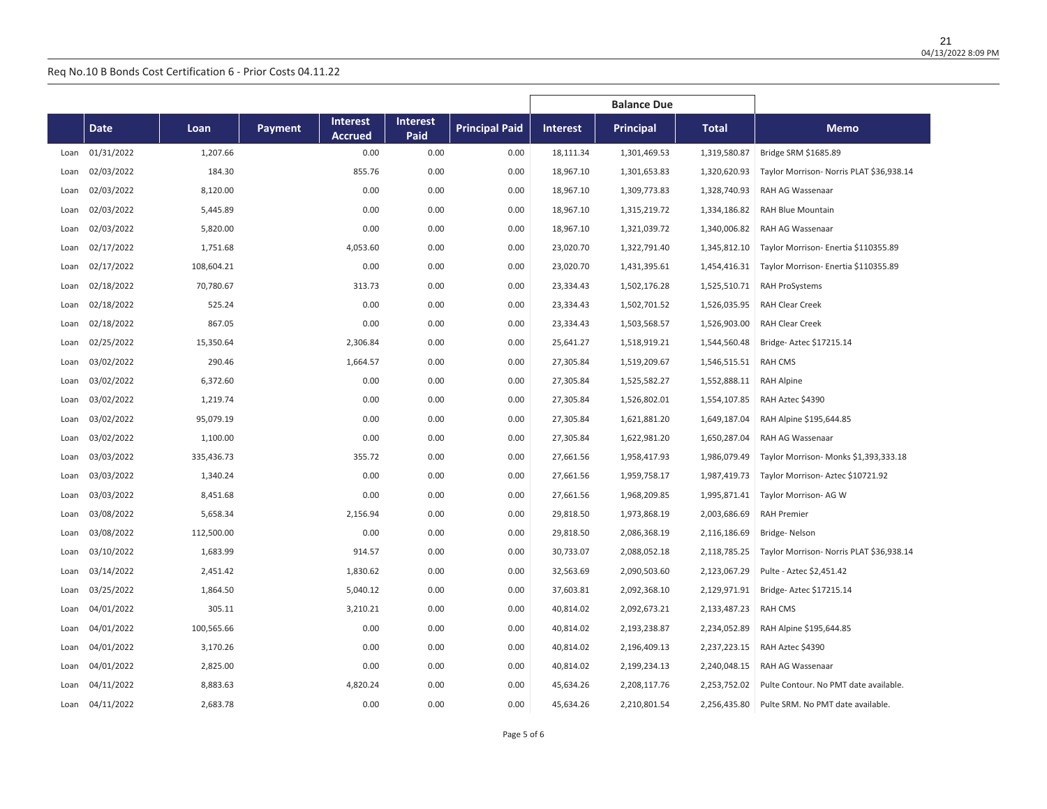Req No.10 B Bonds Cost Certification 6 - Prior Costs 04.11.22

| | | | | | | | Balance Due | | | |
|---|---|---|---|---|---|---|---|---|---|---|
| | **Date** | **Loan** | **Payment** | **Interest Accrued** | **Interest Paid** | **Principal Paid** | **Interest** | **Principal** | **Total** | **Memo** |
| Loan | 01/31/2022 | 1,207.66 | | 0.00 | 0.00 | 0.00 | 18,111.34 | 1,301,469.53 | 1,319,580.87 | Bridge SRM $1685.89 |
| Loan | 02/03/2022 | 184.30 | | 855.76 | 0.00 | 0.00 | 18,967.10 | 1,301,653.83 | 1,320,620.93 | Taylor Morrison- Norris PLAT $36,938.14 |
| Loan | 02/03/2022 | 8,120.00 | | 0.00 | 0.00 | 0.00 | 18,967.10 | 1,309,773.83 | 1,328,740.93 | RAH AG Wassenaar |
| Loan | 02/03/2022 | 5,445.89 | | 0.00 | 0.00 | 0.00 | 18,967.10 | 1,315,219.72 | 1,334,186.82 | RAH Blue Mountain |
| Loan | 02/03/2022 | 5,820.00 | | 0.00 | 0.00 | 0.00 | 18,967.10 | 1,321,039.72 | 1,340,006.82 | RAH AG Wassenaar |
| Loan | 02/17/2022 | 1,751.68 | | 4,053.60 | 0.00 | 0.00 | 23,020.70 | 1,322,791.40 | 1,345,812.10 | Taylor Morrison- Enertia $110355.89 |
| Loan | 02/17/2022 | 108,604.21 | | 0.00 | 0.00 | 0.00 | 23,020.70 | 1,431,395.61 | 1,454,416.31 | Taylor Morrison- Enertia $110355.89 |
| Loan | 02/18/2022 | 70,780.67 | | 313.73 | 0.00 | 0.00 | 23,334.43 | 1,502,176.28 | 1,525,510.71 | RAH ProSystems |
| Loan | 02/18/2022 | 525.24 | | 0.00 | 0.00 | 0.00 | 23,334.43 | 1,502,701.52 | 1,526,035.95 | RAH Clear Creek |
| Loan | 02/18/2022 | 867.05 | | 0.00 | 0.00 | 0.00 | 23,334.43 | 1,503,568.57 | 1,526,903.00 | RAH Clear Creek |
| Loan | 02/25/2022 | 15,350.64 | | 2,306.84 | 0.00 | 0.00 | 25,641.27 | 1,518,919.21 | 1,544,560.48 | Bridge- Aztec $17215.14 |
| Loan | 03/02/2022 | 290.46 | | 1,664.57 | 0.00 | 0.00 | 27,305.84 | 1,519,209.67 | 1,546,515.51 | RAH CMS |
| Loan | 03/02/2022 | 6,372.60 | | 0.00 | 0.00 | 0.00 | 27,305.84 | 1,525,582.27 | 1,552,888.11 | RAH Alpine |
| Loan | 03/02/2022 | 1,219.74 | | 0.00 | 0.00 | 0.00 | 27,305.84 | 1,526,802.01 | 1,554,107.85 | RAH Aztec $4390 |
| Loan | 03/02/2022 | 95,079.19 | | 0.00 | 0.00 | 0.00 | 27,305.84 | 1,621,881.20 | 1,649,187.04 | RAH Alpine $195,644.85 |
| Loan | 03/02/2022 | 1,100.00 | | 0.00 | 0.00 | 0.00 | 27,305.84 | 1,622,981.20 | 1,650,287.04 | RAH AG Wassenaar |
| Loan | 03/03/2022 | 335,436.73 | | 355.72 | 0.00 | 0.00 | 27,661.56 | 1,958,417.93 | 1,986,079.49 | Taylor Morrison- Monks $1,393,333.18 |
| Loan | 03/03/2022 | 1,340.24 | | 0.00 | 0.00 | 0.00 | 27,661.56 | 1,959,758.17 | 1,987,419.73 | Taylor Morrison- Aztec $10721.92 |
| Loan | 03/03/2022 | 8,451.68 | | 0.00 | 0.00 | 0.00 | 27,661.56 | 1,968,209.85 | 1,995,871.41 | Taylor Morrison- AG W |
| Loan | 03/08/2022 | 5,658.34 | | 2,156.94 | 0.00 | 0.00 | 29,818.50 | 1,973,868.19 | 2,003,686.69 | RAH Premier |
| Loan | 03/08/2022 | 112,500.00 | | 0.00 | 0.00 | 0.00 | 29,818.50 | 2,086,368.19 | 2,116,186.69 | Bridge- Nelson |
| Loan | 03/10/2022 | 1,683.99 | | 914.57 | 0.00 | 0.00 | 30,733.07 | 2,088,052.18 | 2,118,785.25 | Taylor Morrison- Norris PLAT $36,938.14 |
| Loan | 03/14/2022 | 2,451.42 | | 1,830.62 | 0.00 | 0.00 | 32,563.69 | 2,090,503.60 | 2,123,067.29 | Pulte - Aztec $2,451.42 |
| Loan | 03/25/2022 | 1,864.50 | | 5,040.12 | 0.00 | 0.00 | 37,603.81 | 2,092,368.10 | 2,129,971.91 | Bridge- Aztec $17215.14 |
| Loan | 04/01/2022 | 305.11 | | 3,210.21 | 0.00 | 0.00 | 40,814.02 | 2,092,673.21 | 2,133,487.23 | RAH CMS |
| Loan | 04/01/2022 | 100,565.66 | | 0.00 | 0.00 | 0.00 | 40,814.02 | 2,193,238.87 | 2,234,052.89 | RAH Alpine $195,644.85 |
| Loan | 04/01/2022 | 3,170.26 | | 0.00 | 0.00 | 0.00 | 40,814.02 | 2,196,409.13 | 2,237,223.15 | RAH Aztec $4390 |
| Loan | 04/01/2022 | 2,825.00 | | 0.00 | 0.00 | 0.00 | 40,814.02 | 2,199,234.13 | 2,240,048.15 | RAH AG Wassenaar |
| Loan | 04/11/2022 | 8,883.63 | | 4,820.24 | 0.00 | 0.00 | 45,634.26 | 2,208,117.76 | 2,253,752.02 | Pulte Contour. No PMT date available. |
| Loan | 04/11/2022 | 2,683.78 | | 0.00 | 0.00 | 0.00 | 45,634.26 | 2,210,801.54 | 2,256,435.80 | Pulte SRM. No PMT date available. |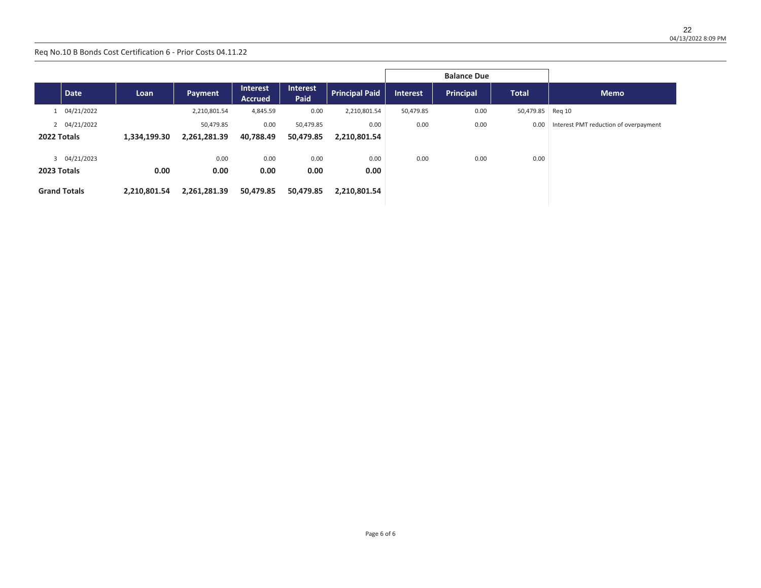Req No.10 B Bonds Cost Certification 6 - Prior Costs 04.11.22

| | Date | Loan | Payment | Interest Accrued | Interest Paid | Principal Paid | Balance Due | | | Memo |
|---|---|---|---|---|---|---|---|---|---|---|
| | | | | | | | Interest | Principal | Total | |
| 1 | 04/21/2022 | | 2,210,801.54 | 4,845.59 | 0.00 | 2,210,801.54 | 50,479.85 | 0.00 | 50,479.85 | Req 10 |
| 2 | 04/21/2022 | | 50,479.85 | 0.00 | 50,479.85 | 0.00 | 0.00 | 0.00 | 0.00 | Interest PMT reduction of overpayment |
| **2022 Totals** | | **1,334,199.30** | **2,261,281.39** | **40,788.49** | **50,479.85** | **2,210,801.54** | | | | |
| 3 | 04/21/2023 | | 0.00 | 0.00 | 0.00 | 0.00 | 0.00 | 0.00 | 0.00 | |
| **2023 Totals** | | **0.00** | **0.00** | **0.00** | **0.00** | **0.00** | | | | |
| **Grand Totals** | | **2,210,801.54** | **2,261,281.39** | **50,479.85** | **50,479.85** | **2,210,801.54** | | | | |